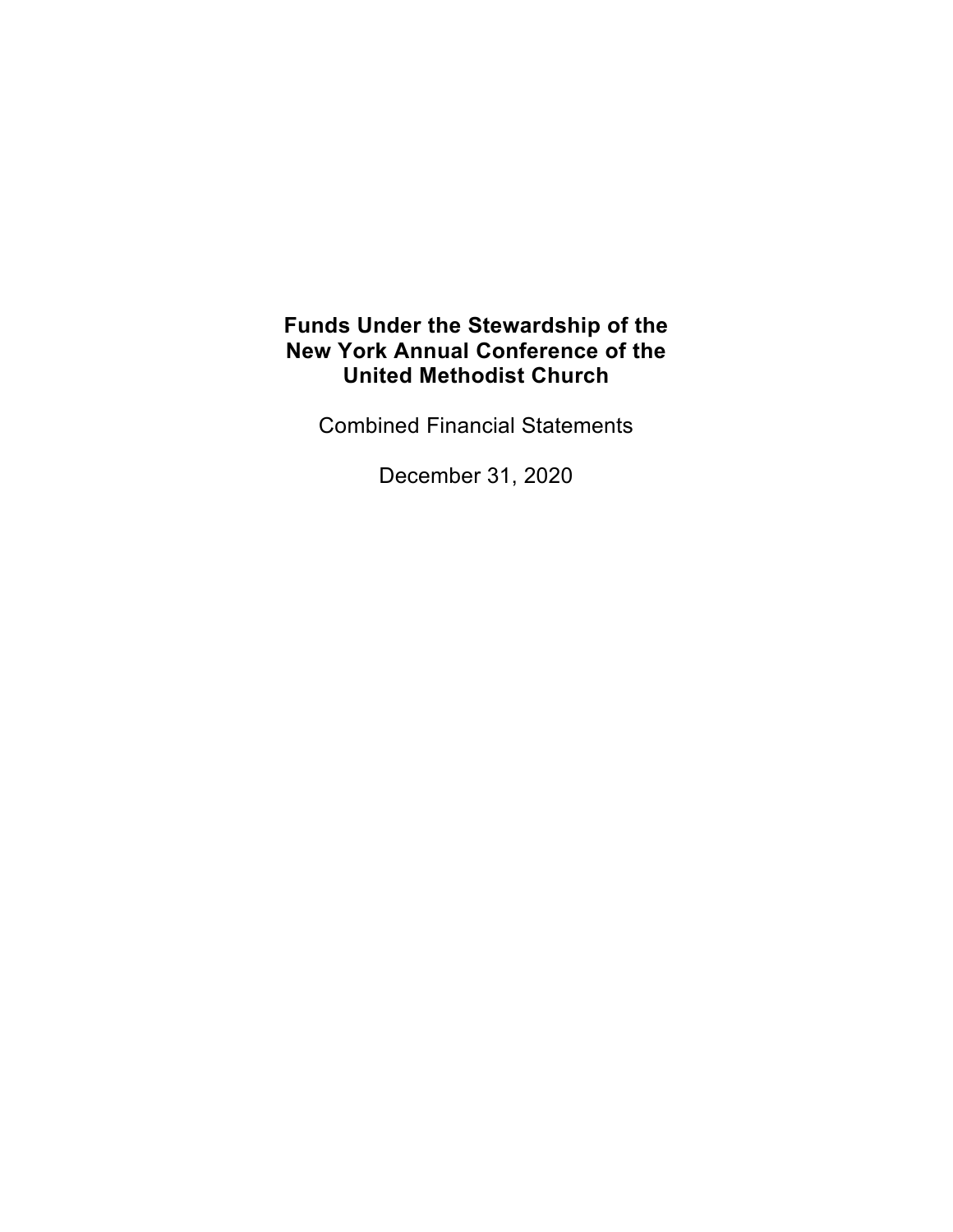# Funds Under the Stewardship of the New York Annual Conference of the United Methodist Church

Combined Financial Statements

December 31, 2020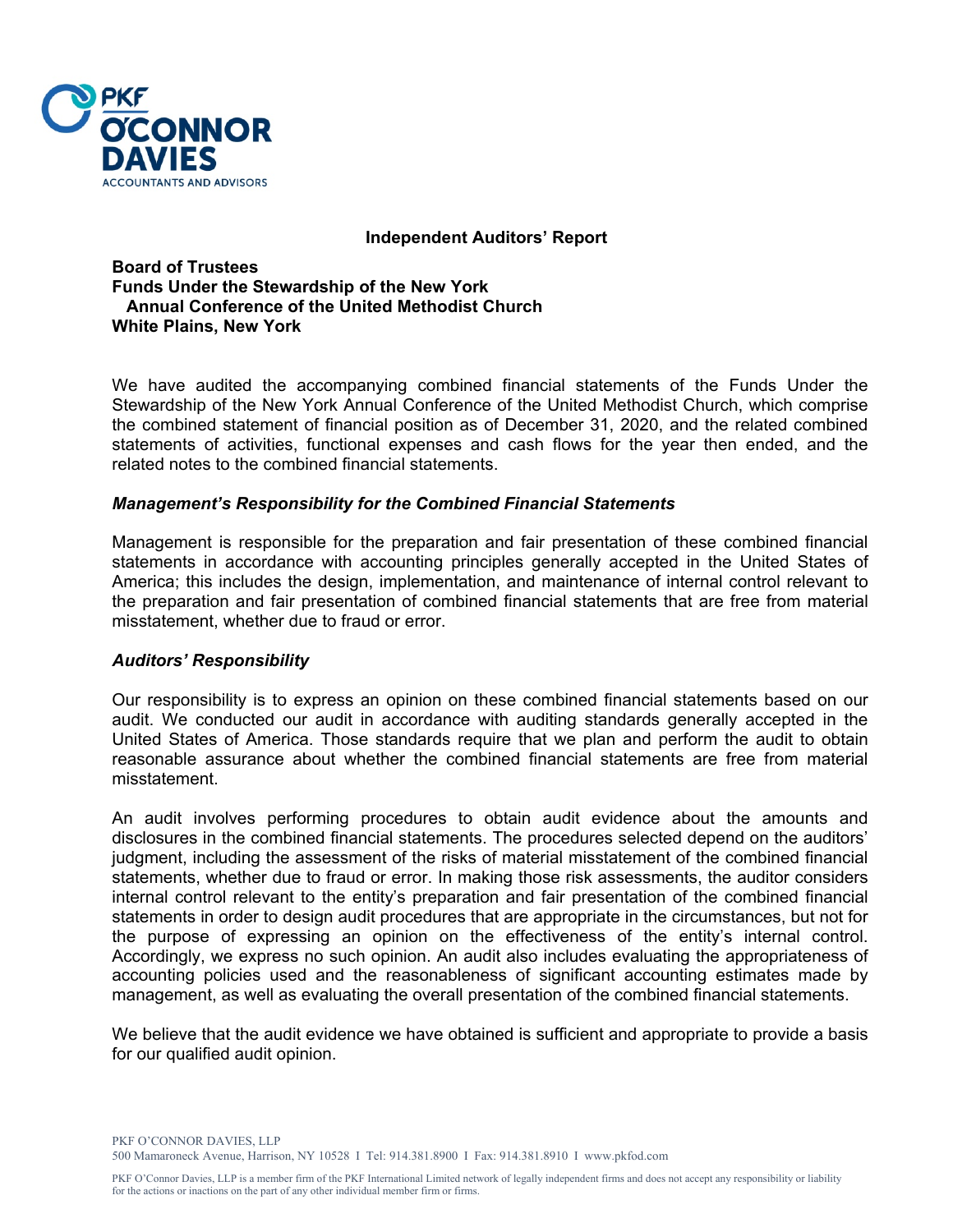# Independent Auditors' Report

**Board of Trustees**
**Funds Under the Stewardship of the New York Annual Conference of the United Methodist Church**
**White Plains, New York**

We have audited the accompanying combined financial statements of the Funds Under the Stewardship of the New York Annual Conference of the United Methodist Church, which comprise the combined statement of financial position as of December 31, 2020, and the related combined statements of activities, functional expenses and cash flows for the year then ended, and the related notes to the combined financial statements.

### *Management's Responsibility for the Combined Financial Statements*

Management is responsible for the preparation and fair presentation of these combined financial statements in accordance with accounting principles generally accepted in the United States of America; this includes the design, implementation, and maintenance of internal control relevant to the preparation and fair presentation of combined financial statements that are free from material misstatement, whether due to fraud or error.

### *Auditors' Responsibility*

Our responsibility is to express an opinion on these combined financial statements based on our audit. We conducted our audit in accordance with auditing standards generally accepted in the United States of America. Those standards require that we plan and perform the audit to obtain reasonable assurance about whether the combined financial statements are free from material misstatement.

An audit involves performing procedures to obtain audit evidence about the amounts and disclosures in the combined financial statements. The procedures selected depend on the auditors' judgment, including the assessment of the risks of material misstatement of the combined financial statements, whether due to fraud or error. In making those risk assessments, the auditor considers internal control relevant to the entity's preparation and fair presentation of the combined financial statements in order to design audit procedures that are appropriate in the circumstances, but not for the purpose of expressing an opinion on the effectiveness of the entity's internal control. Accordingly, we express no such opinion. An audit also includes evaluating the appropriateness of accounting policies used and the reasonableness of significant accounting estimates made by management, as well as evaluating the overall presentation of the combined financial statements.

We believe that the audit evidence we have obtained is sufficient and appropriate to provide a basis for our qualified audit opinion.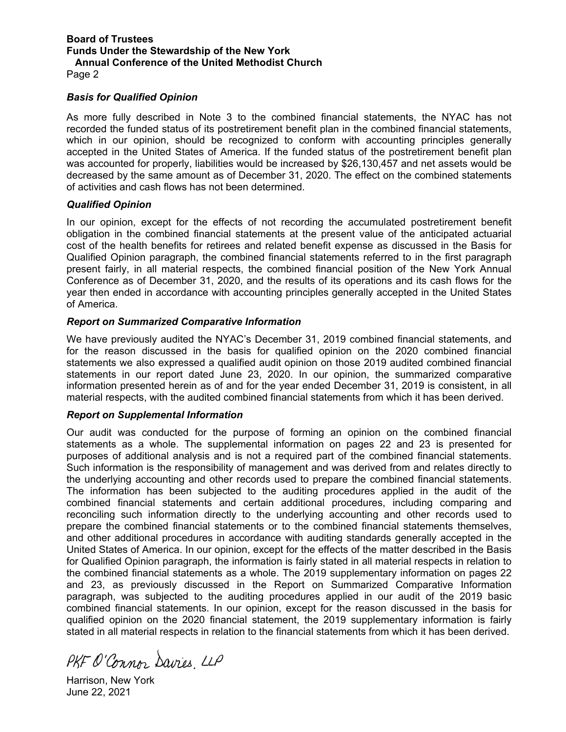**Board of Trustees**
**Funds Under the Stewardship of the New York Annual Conference of the United Methodist Church**
Page 2

### *Basis for Qualified Opinion*

As more fully described in Note 3 to the combined financial statements, the NYAC has not recorded the funded status of its postretirement benefit plan in the combined financial statements, which in our opinion, should be recognized to conform with accounting principles generally accepted in the United States of America. If the funded status of the postretirement benefit plan was accounted for properly, liabilities would be increased by $26,130,457 and net assets would be decreased by the same amount as of December 31, 2020. The effect on the combined statements of activities and cash flows has not been determined.

### *Qualified Opinion*

In our opinion, except for the effects of not recording the accumulated postretirement benefit obligation in the combined financial statements at the present value of the anticipated actuarial cost of the health benefits for retirees and related benefit expense as discussed in the Basis for Qualified Opinion paragraph, the combined financial statements referred to in the first paragraph present fairly, in all material respects, the combined financial position of the New York Annual Conference as of December 31, 2020, and the results of its operations and its cash flows for the year then ended in accordance with accounting principles generally accepted in the United States of America.

### *Report on Summarized Comparative Information*

We have previously audited the NYAC's December 31, 2019 combined financial statements, and for the reason discussed in the basis for qualified opinion on the 2020 combined financial statements we also expressed a qualified audit opinion on those 2019 audited combined financial statements in our report dated June 23, 2020. In our opinion, the summarized comparative information presented herein as of and for the year ended December 31, 2019 is consistent, in all material respects, with the audited combined financial statements from which it has been derived.

### *Report on Supplemental Information*

Our audit was conducted for the purpose of forming an opinion on the combined financial statements as a whole. The supplemental information on pages 22 and 23 is presented for purposes of additional analysis and is not a required part of the combined financial statements. Such information is the responsibility of management and was derived from and relates directly to the underlying accounting and other records used to prepare the combined financial statements. The information has been subjected to the auditing procedures applied in the audit of the combined financial statements and certain additional procedures, including comparing and reconciling such information directly to the underlying accounting and other records used to prepare the combined financial statements or to the combined financial statements themselves, and other additional procedures in accordance with auditing standards generally accepted in the United States of America. In our opinion, except for the effects of the matter described in the Basis for Qualified Opinion paragraph, the information is fairly stated in all material respects in relation to the combined financial statements as a whole. The 2019 supplementary information on pages 22 and 23, as previously discussed in the Report on Summarized Comparative Information paragraph, was subjected to the auditing procedures applied in our audit of the 2019 basic combined financial statements. In our opinion, except for the reason discussed in the basis for qualified opinion on the 2020 financial statement, the 2019 supplementary information is fairly stated in all material respects in relation to the financial statements from which it has been derived.

PKF O'Connor Davies, LLP

Harrison, New York
June 22, 2021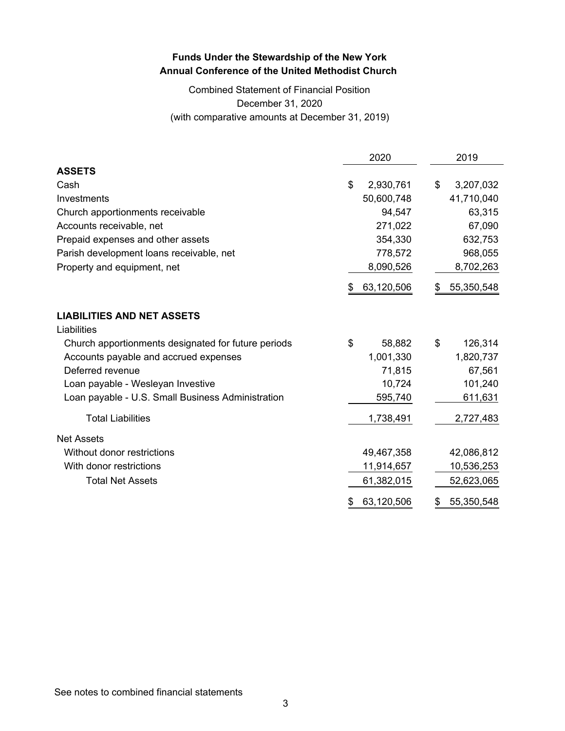**Funds Under the Stewardship of the New York Annual Conference of the United Methodist Church**

Combined Statement of Financial Position
December 31, 2020
(with comparative amounts at December 31, 2019)

| | 2020 | 2019 |
|---|---|---|
| **ASSETS** | | |
| Cash | $ 2,930,761 | $ 3,207,032 |
| Investments | 50,600,748 | 41,710,040 |
| Church apportionments receivable | 94,547 | 63,315 |
| Accounts receivable, net | 271,022 | 67,090 |
| Prepaid expenses and other assets | 354,330 | 632,753 |
| Parish development loans receivable, net | 778,572 | 968,055 |
| Property and equipment, net | 8,090,526 | 8,702,263 |
| | $ 63,120,506 | $ 55,350,548 |
| **LIABILITIES AND NET ASSETS** | | |
| Liabilities | | |
| Church apportionments designated for future periods | $ 58,882 | $ 126,314 |
| Accounts payable and accrued expenses | 1,001,330 | 1,820,737 |
| Deferred revenue | 71,815 | 67,561 |
| Loan payable - Wesleyan Investive | 10,724 | 101,240 |
| Loan payable - U.S. Small Business Administration | 595,740 | 611,631 |
| Total Liabilities | 1,738,491 | 2,727,483 |
| Net Assets | | |
| Without donor restrictions | 49,467,358 | 42,086,812 |
| With donor restrictions | 11,914,657 | 10,536,253 |
| Total Net Assets | 61,382,015 | 52,623,065 |
| | $ 63,120,506 | $ 55,350,548 |

See notes to combined financial statements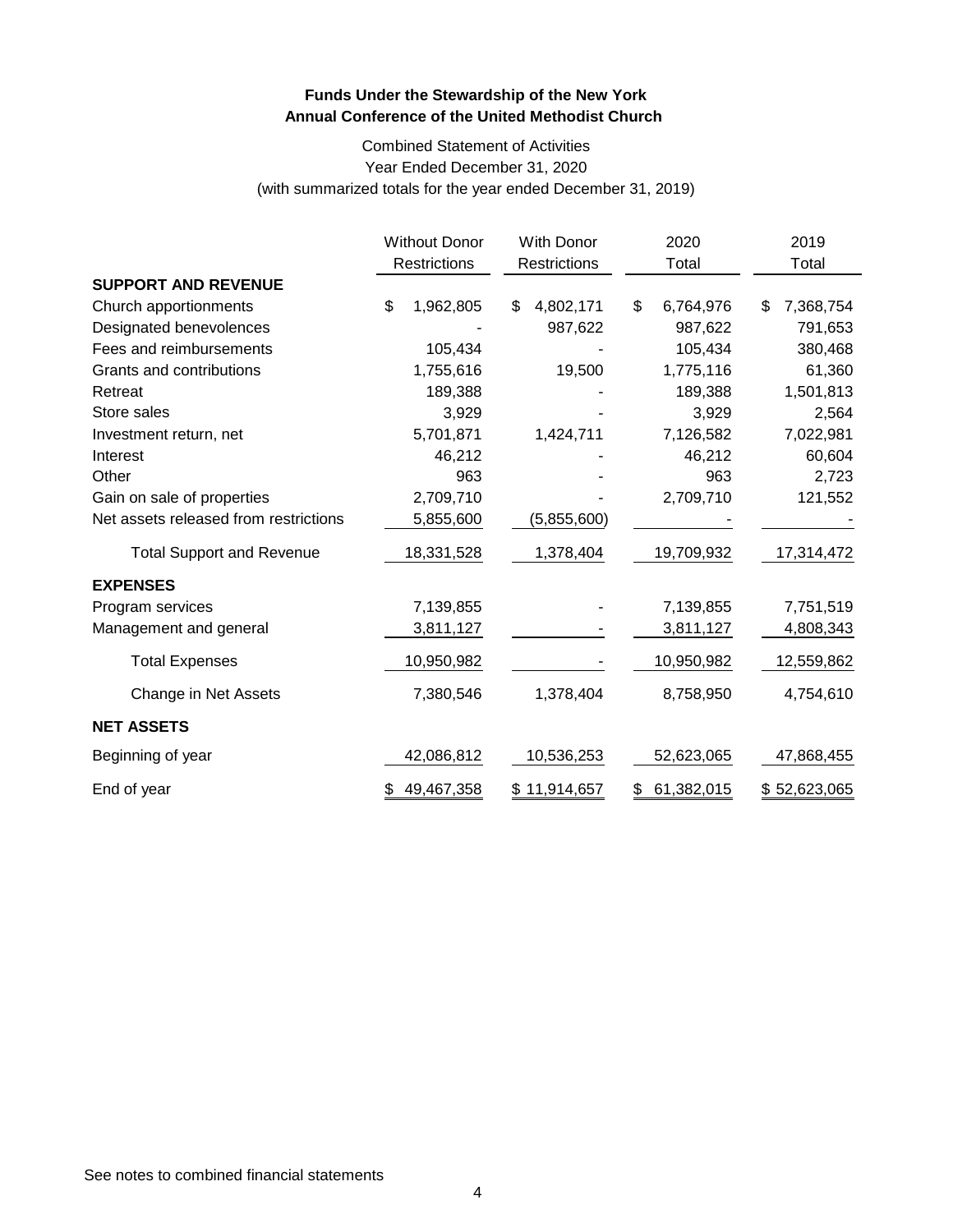# Funds Under the Stewardship of the New York Annual Conference of the United Methodist Church

Combined Statement of Activities
Year Ended December 31, 2020
(with summarized totals for the year ended December 31, 2019)

| | Without Donor Restrictions | With Donor Restrictions | 2020 Total | 2019 Total |
|---|---|---|---|---|
| **SUPPORT AND REVENUE** | | | | |
| Church apportionments | $ 1,962,805 | $ 4,802,171 | $ 6,764,976 | $ 7,368,754 |
| Designated benevolences | - | 987,622 | 987,622 | 791,653 |
| Fees and reimbursements | 105,434 | - | 105,434 | 380,468 |
| Grants and contributions | 1,755,616 | 19,500 | 1,775,116 | 61,360 |
| Retreat | 189,388 | - | 189,388 | 1,501,813 |
| Store sales | 3,929 | - | 3,929 | 2,564 |
| Investment return, net | 5,701,871 | 1,424,711 | 7,126,582 | 7,022,981 |
| Interest | 46,212 | - | 46,212 | 60,604 |
| Other | 963 | - | 963 | 2,723 |
| Gain on sale of properties | 2,709,710 | - | 2,709,710 | 121,552 |
| Net assets released from restrictions | 5,855,600 | (5,855,600) | - | - |
| Total Support and Revenue | 18,331,528 | 1,378,404 | 19,709,932 | 17,314,472 |
| **EXPENSES** | | | | |
| Program services | 7,139,855 | - | 7,139,855 | 7,751,519 |
| Management and general | 3,811,127 | - | 3,811,127 | 4,808,343 |
| Total Expenses | 10,950,982 | - | 10,950,982 | 12,559,862 |
| Change in Net Assets | 7,380,546 | 1,378,404 | 8,758,950 | 4,754,610 |
| **NET ASSETS** | | | | |
| Beginning of year | 42,086,812 | 10,536,253 | 52,623,065 | 47,868,455 |
| End of year | $ 49,467,358 | $ 11,914,657 | $ 61,382,015 | $ 52,623,065 |

See notes to combined financial statements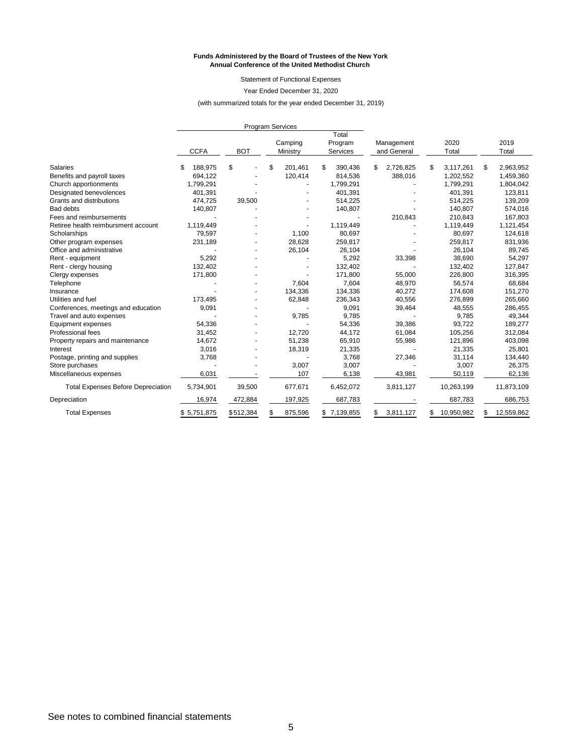**Funds Administered by the Board of Trustees of the New York Annual Conference of the United Methodist Church**

Statement of Functional Expenses

Year Ended December 31, 2020

(with summarized totals for the year ended December 31, 2019)

| | Program Services | | | | | | |
|---|---|---|---|---|---|---|---|
| | CCFA | BOT | Camping Ministry | Total Program Services | Management and General | 2020 Total | 2019 Total |
| Salaries | $ 188,975 | $ - | $ 201,461 | $ 390,436 | $ 2,726,825 | $ 3,117,261 | $ 2,963,952 |
| Benefits and payroll taxes | 694,122 | - | 120,414 | 814,536 | 388,016 | 1,202,552 | 1,459,360 |
| Church apportionments | 1,799,291 | - | - | 1,799,291 | - | 1,799,291 | 1,804,042 |
| Designated benevolences | 401,391 | - | - | 401,391 | - | 401,391 | 123,811 |
| Grants and distributions | 474,725 | 39,500 | - | 514,225 | - | 514,225 | 139,209 |
| Bad debts | 140,807 | - | - | 140,807 | - | 140,807 | 574,016 |
| Fees and reimbursements | - | - | - | - | 210,843 | 210,843 | 167,803 |
| Retiree health reimbursment account | 1,119,449 | - | - | 1,119,449 | - | 1,119,449 | 1,121,454 |
| Scholarships | 79,597 | - | 1,100 | 80,697 | - | 80,697 | 124,618 |
| Other program expenses | 231,189 | - | 28,628 | 259,817 | - | 259,817 | 831,936 |
| Office and administrative | - | - | 26,104 | 26,104 | - | 26,104 | 89,745 |
| Rent - equipment | 5,292 | - | - | 5,292 | 33,398 | 38,690 | 54,297 |
| Rent - clergy housing | 132,402 | - | - | 132,402 | - | 132,402 | 127,847 |
| Clergy expenses | 171,800 | - | - | 171,800 | 55,000 | 226,800 | 316,395 |
| Telephone | - | - | 7,604 | 7,604 | 48,970 | 56,574 | 68,684 |
| Insurance | - | - | 134,336 | 134,336 | 40,272 | 174,608 | 151,270 |
| Utilities and fuel | 173,495 | - | 62,848 | 236,343 | 40,556 | 276,899 | 265,660 |
| Conferences, meetings and education | 9,091 | - | - | 9,091 | 39,464 | 48,555 | 286,455 |
| Travel and auto expenses | - | - | 9,785 | 9,785 | - | 9,785 | 49,344 |
| Equipment expenses | 54,336 | - | - | 54,336 | 39,386 | 93,722 | 189,277 |
| Professional fees | 31,452 | - | 12,720 | 44,172 | 61,084 | 105,256 | 312,084 |
| Property repairs and maintenance | 14,672 | - | 51,238 | 65,910 | 55,986 | 121,896 | 403,098 |
| Interest | 3,016 | - | 18,319 | 21,335 | - | 21,335 | 25,801 |
| Postage, printing and supplies | 3,768 | - | - | 3,768 | 27,346 | 31,114 | 134,440 |
| Store purchases | - | - | 3,007 | 3,007 | - | 3,007 | 26,375 |
| Miscellaneous expenses | 6,031 | - | 107 | 6,138 | 43,981 | 50,119 | 62,136 |
| Total Expenses Before Depreciation | 5,734,901 | 39,500 | 677,671 | 6,452,072 | 3,811,127 | 10,263,199 | 11,873,109 |
| Depreciation | 16,974 | 472,884 | 197,925 | 687,783 | - | 687,783 | 686,753 |
| Total Expenses | $ 5,751,875 | $ 512,384 | $ 875,596 | $ 7,139,855 | $ 3,811,127 | $ 10,950,982 | $ 12,559,862 |

See notes to combined financial statements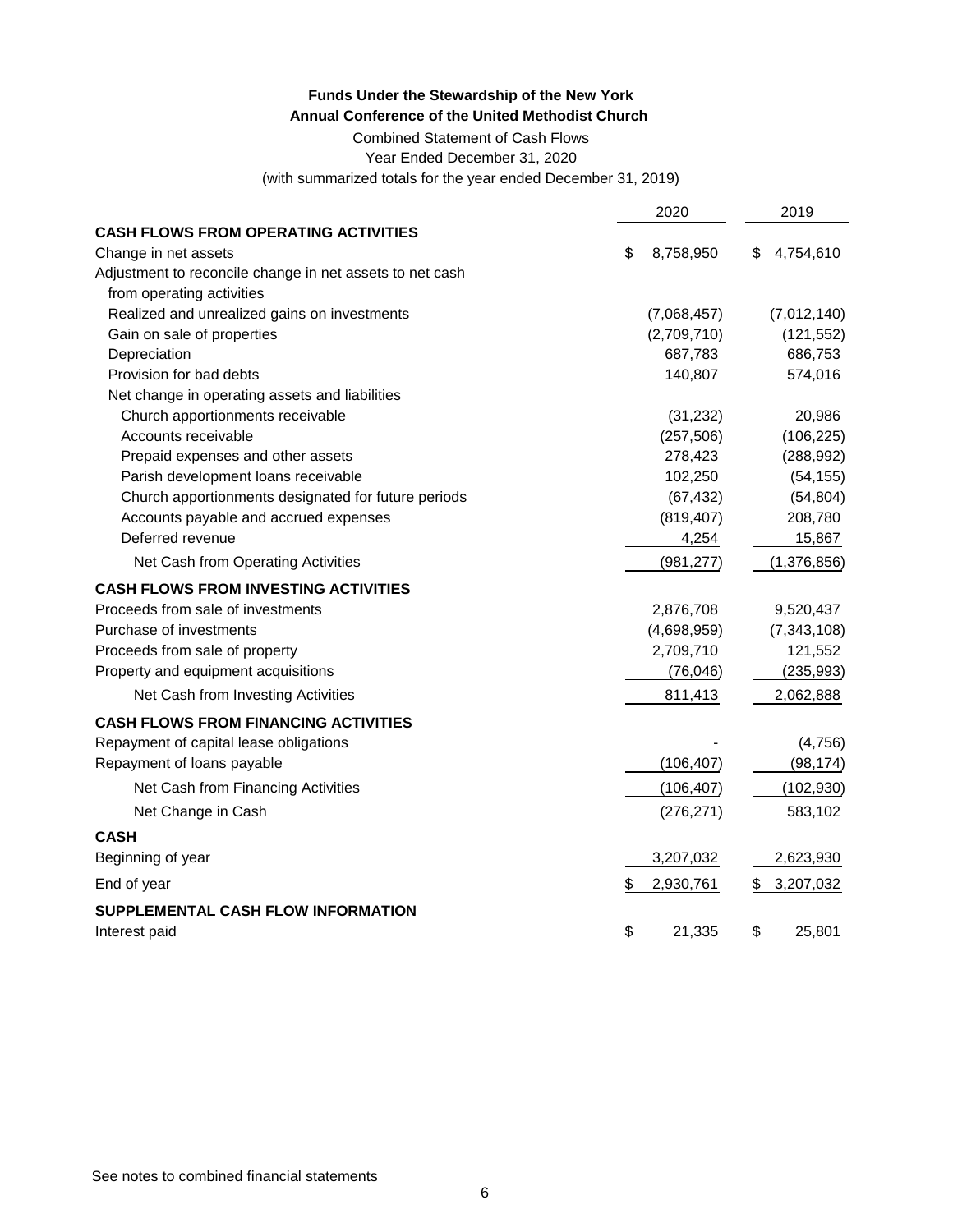**Funds Under the Stewardship of the New York**
**Annual Conference of the United Methodist Church**

Combined Statement of Cash Flows
Year Ended December 31, 2020
(with summarized totals for the year ended December 31, 2019)

| | 2020 | 2019 |
|---|---|---|
| **CASH FLOWS FROM OPERATING ACTIVITIES** | | |
| Change in net assets | $ 8,758,950 | $ 4,754,610 |
| Adjustment to reconcile change in net assets to net cash from operating activities | | |
| Realized and unrealized gains on investments | (7,068,457) | (7,012,140) |
| Gain on sale of properties | (2,709,710) | (121,552) |
| Depreciation | 687,783 | 686,753 |
| Provision for bad debts | 140,807 | 574,016 |
| Net change in operating assets and liabilities | | |
| Church apportionments receivable | (31,232) | 20,986 |
| Accounts receivable | (257,506) | (106,225) |
| Prepaid expenses and other assets | 278,423 | (288,992) |
| Parish development loans receivable | 102,250 | (54,155) |
| Church apportionments designated for future periods | (67,432) | (54,804) |
| Accounts payable and accrued expenses | (819,407) | 208,780 |
| Deferred revenue | 4,254 | 15,867 |
| Net Cash from Operating Activities | (981,277) | (1,376,856) |
| **CASH FLOWS FROM INVESTING ACTIVITIES** | | |
| Proceeds from sale of investments | 2,876,708 | 9,520,437 |
| Purchase of investments | (4,698,959) | (7,343,108) |
| Proceeds from sale of property | 2,709,710 | 121,552 |
| Property and equipment acquisitions | (76,046) | (235,993) |
| Net Cash from Investing Activities | 811,413 | 2,062,888 |
| **CASH FLOWS FROM FINANCING ACTIVITIES** | | |
| Repayment of capital lease obligations | - | (4,756) |
| Repayment of loans payable | (106,407) | (98,174) |
| Net Cash from Financing Activities | (106,407) | (102,930) |
| Net Change in Cash | (276,271) | 583,102 |
| **CASH** | | |
| Beginning of year | 3,207,032 | 2,623,930 |
| End of year | $ 2,930,761 | $ 3,207,032 |
| **SUPPLEMENTAL CASH FLOW INFORMATION** | | |
| Interest paid | $ 21,335 | $ 25,801 |

See notes to combined financial statements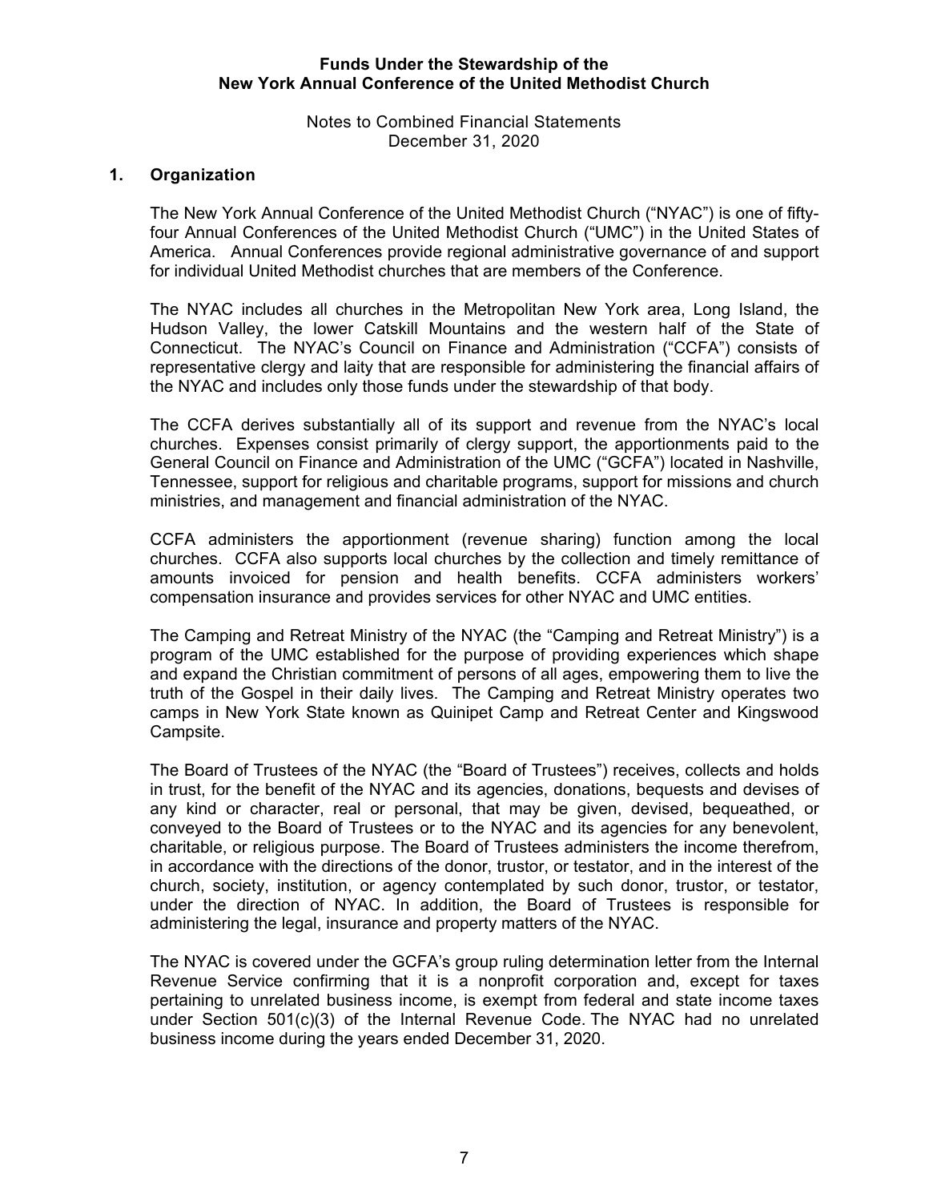# Funds Under the Stewardship of the New York Annual Conference of the United Methodist Church

Notes to Combined Financial Statements
December 31, 2020

## 1. Organization

The New York Annual Conference of the United Methodist Church ("NYAC") is one of fifty-four Annual Conferences of the United Methodist Church ("UMC") in the United States of America. Annual Conferences provide regional administrative governance of and support for individual United Methodist churches that are members of the Conference.

The NYAC includes all churches in the Metropolitan New York area, Long Island, the Hudson Valley, the lower Catskill Mountains and the western half of the State of Connecticut. The NYAC's Council on Finance and Administration ("CCFA") consists of representative clergy and laity that are responsible for administering the financial affairs of the NYAC and includes only those funds under the stewardship of that body.

The CCFA derives substantially all of its support and revenue from the NYAC's local churches. Expenses consist primarily of clergy support, the apportionments paid to the General Council on Finance and Administration of the UMC ("GCFA") located in Nashville, Tennessee, support for religious and charitable programs, support for missions and church ministries, and management and financial administration of the NYAC.

CCFA administers the apportionment (revenue sharing) function among the local churches. CCFA also supports local churches by the collection and timely remittance of amounts invoiced for pension and health benefits. CCFA administers workers' compensation insurance and provides services for other NYAC and UMC entities.

The Camping and Retreat Ministry of the NYAC (the "Camping and Retreat Ministry") is a program of the UMC established for the purpose of providing experiences which shape and expand the Christian commitment of persons of all ages, empowering them to live the truth of the Gospel in their daily lives. The Camping and Retreat Ministry operates two camps in New York State known as Quinipet Camp and Retreat Center and Kingswood Campsite.

The Board of Trustees of the NYAC (the "Board of Trustees") receives, collects and holds in trust, for the benefit of the NYAC and its agencies, donations, bequests and devises of any kind or character, real or personal, that may be given, devised, bequeathed, or conveyed to the Board of Trustees or to the NYAC and its agencies for any benevolent, charitable, or religious purpose. The Board of Trustees administers the income therefrom, in accordance with the directions of the donor, trustor, or testator, and in the interest of the church, society, institution, or agency contemplated by such donor, trustor, or testator, under the direction of NYAC. In addition, the Board of Trustees is responsible for administering the legal, insurance and property matters of the NYAC.

The NYAC is covered under the GCFA's group ruling determination letter from the Internal Revenue Service confirming that it is a nonprofit corporation and, except for taxes pertaining to unrelated business income, is exempt from federal and state income taxes under Section 501(c)(3) of the Internal Revenue Code. The NYAC had no unrelated business income during the years ended December 31, 2020.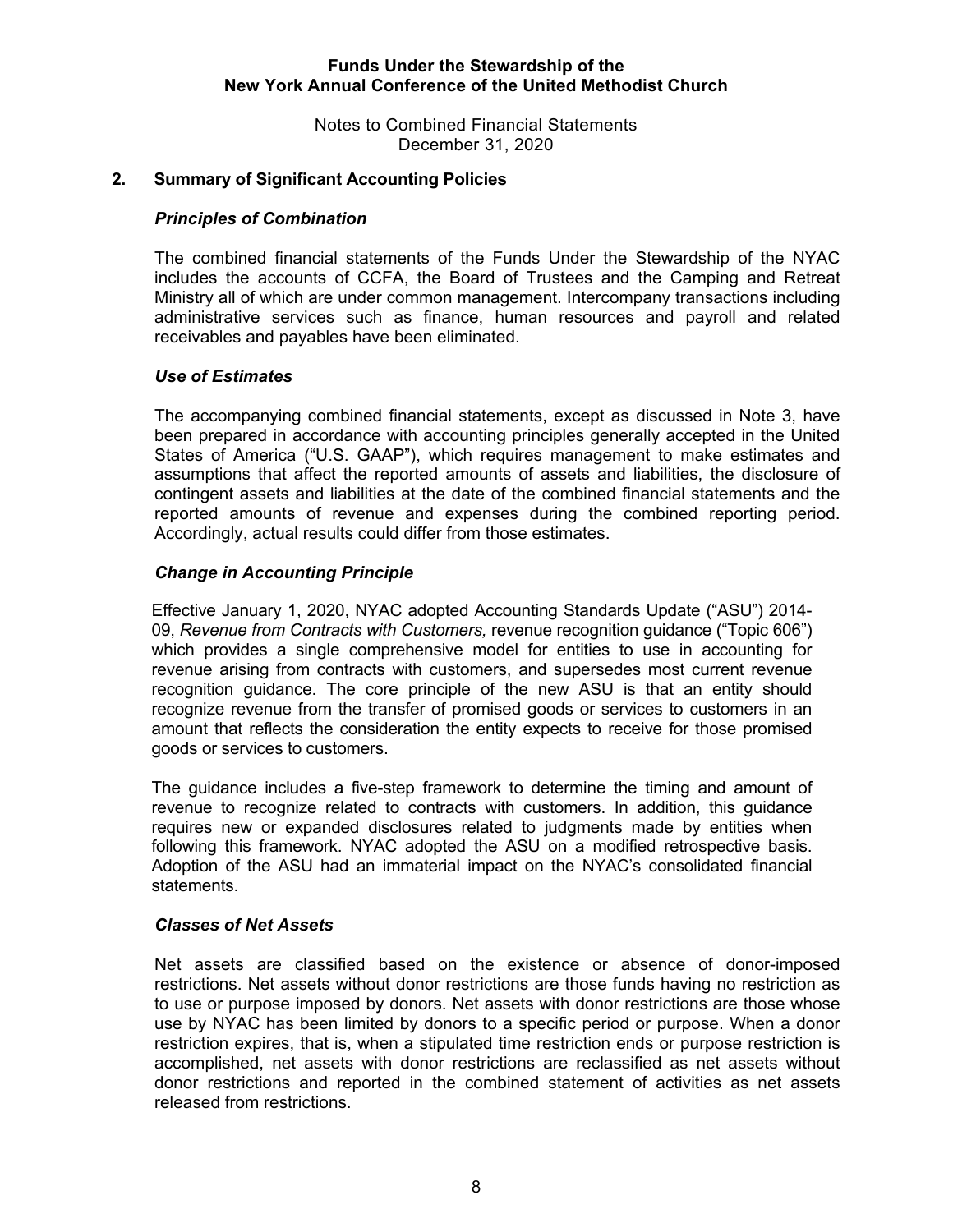## 2. Summary of Significant Accounting Policies

### *Principles of Combination*

The combined financial statements of the Funds Under the Stewardship of the NYAC includes the accounts of CCFA, the Board of Trustees and the Camping and Retreat Ministry all of which are under common management. Intercompany transactions including administrative services such as finance, human resources and payroll and related receivables and payables have been eliminated.

### *Use of Estimates*

The accompanying combined financial statements, except as discussed in Note 3, have been prepared in accordance with accounting principles generally accepted in the United States of America ("U.S. GAAP"), which requires management to make estimates and assumptions that affect the reported amounts of assets and liabilities, the disclosure of contingent assets and liabilities at the date of the combined financial statements and the reported amounts of revenue and expenses during the combined reporting period. Accordingly, actual results could differ from those estimates.

### *Change in Accounting Principle*

Effective January 1, 2020, NYAC adopted Accounting Standards Update ("ASU") 2014-09, *Revenue from Contracts with Customers,* revenue recognition guidance ("Topic 606") which provides a single comprehensive model for entities to use in accounting for revenue arising from contracts with customers, and supersedes most current revenue recognition guidance. The core principle of the new ASU is that an entity should recognize revenue from the transfer of promised goods or services to customers in an amount that reflects the consideration the entity expects to receive for those promised goods or services to customers.

The guidance includes a five-step framework to determine the timing and amount of revenue to recognize related to contracts with customers. In addition, this guidance requires new or expanded disclosures related to judgments made by entities when following this framework. NYAC adopted the ASU on a modified retrospective basis. Adoption of the ASU had an immaterial impact on the NYAC's consolidated financial statements.

### *Classes of Net Assets*

Net assets are classified based on the existence or absence of donor-imposed restrictions. Net assets without donor restrictions are those funds having no restriction as to use or purpose imposed by donors. Net assets with donor restrictions are those whose use by NYAC has been limited by donors to a specific period or purpose. When a donor restriction expires, that is, when a stipulated time restriction ends or purpose restriction is accomplished, net assets with donor restrictions are reclassified as net assets without donor restrictions and reported in the combined statement of activities as net assets released from restrictions.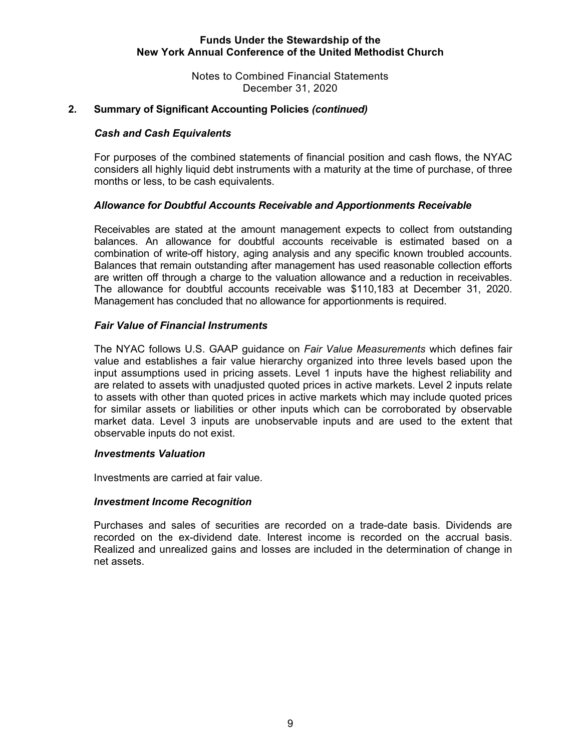## 2. Summary of Significant Accounting Policies *(continued)*

### *Cash and Cash Equivalents*

For purposes of the combined statements of financial position and cash flows, the NYAC considers all highly liquid debt instruments with a maturity at the time of purchase, of three months or less, to be cash equivalents.

### *Allowance for Doubtful Accounts Receivable and Apportionments Receivable*

Receivables are stated at the amount management expects to collect from outstanding balances. An allowance for doubtful accounts receivable is estimated based on a combination of write-off history, aging analysis and any specific known troubled accounts. Balances that remain outstanding after management has used reasonable collection efforts are written off through a charge to the valuation allowance and a reduction in receivables. The allowance for doubtful accounts receivable was $110,183 at December 31, 2020. Management has concluded that no allowance for apportionments is required.

### *Fair Value of Financial Instruments*

The NYAC follows U.S. GAAP guidance on *Fair Value Measurements* which defines fair value and establishes a fair value hierarchy organized into three levels based upon the input assumptions used in pricing assets. Level 1 inputs have the highest reliability and are related to assets with unadjusted quoted prices in active markets. Level 2 inputs relate to assets with other than quoted prices in active markets which may include quoted prices for similar assets or liabilities or other inputs which can be corroborated by observable market data. Level 3 inputs are unobservable inputs and are used to the extent that observable inputs do not exist.

### *Investments Valuation*

Investments are carried at fair value.

### *Investment Income Recognition*

Purchases and sales of securities are recorded on a trade-date basis. Dividends are recorded on the ex-dividend date. Interest income is recorded on the accrual basis. Realized and unrealized gains and losses are included in the determination of change in net assets.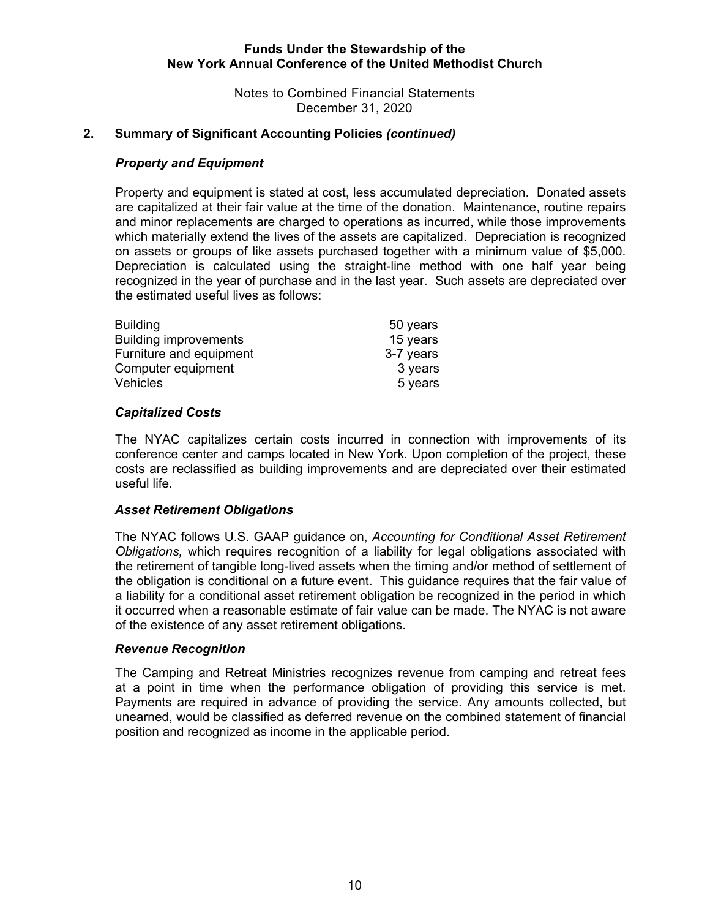## 2. Summary of Significant Accounting Policies *(continued)*

### *Property and Equipment*

Property and equipment is stated at cost, less accumulated depreciation. Donated assets are capitalized at their fair value at the time of the donation. Maintenance, routine repairs and minor replacements are charged to operations as incurred, while those improvements which materially extend the lives of the assets are capitalized. Depreciation is recognized on assets or groups of like assets purchased together with a minimum value of $5,000. Depreciation is calculated using the straight-line method with one half year being recognized in the year of purchase and in the last year. Such assets are depreciated over the estimated useful lives as follows:

| | |
|---|---|
| Building | 50 years |
| Building improvements | 15 years |
| Furniture and equipment | 3-7 years |
| Computer equipment | 3 years |
| Vehicles | 5 years |

### *Capitalized Costs*

The NYAC capitalizes certain costs incurred in connection with improvements of its conference center and camps located in New York. Upon completion of the project, these costs are reclassified as building improvements and are depreciated over their estimated useful life.

### *Asset Retirement Obligations*

The NYAC follows U.S. GAAP guidance on, *Accounting for Conditional Asset Retirement Obligations,* which requires recognition of a liability for legal obligations associated with the retirement of tangible long-lived assets when the timing and/or method of settlement of the obligation is conditional on a future event. This guidance requires that the fair value of a liability for a conditional asset retirement obligation be recognized in the period in which it occurred when a reasonable estimate of fair value can be made. The NYAC is not aware of the existence of any asset retirement obligations.

### *Revenue Recognition*

The Camping and Retreat Ministries recognizes revenue from camping and retreat fees at a point in time when the performance obligation of providing this service is met. Payments are required in advance of providing the service. Any amounts collected, but unearned, would be classified as deferred revenue on the combined statement of financial position and recognized as income in the applicable period.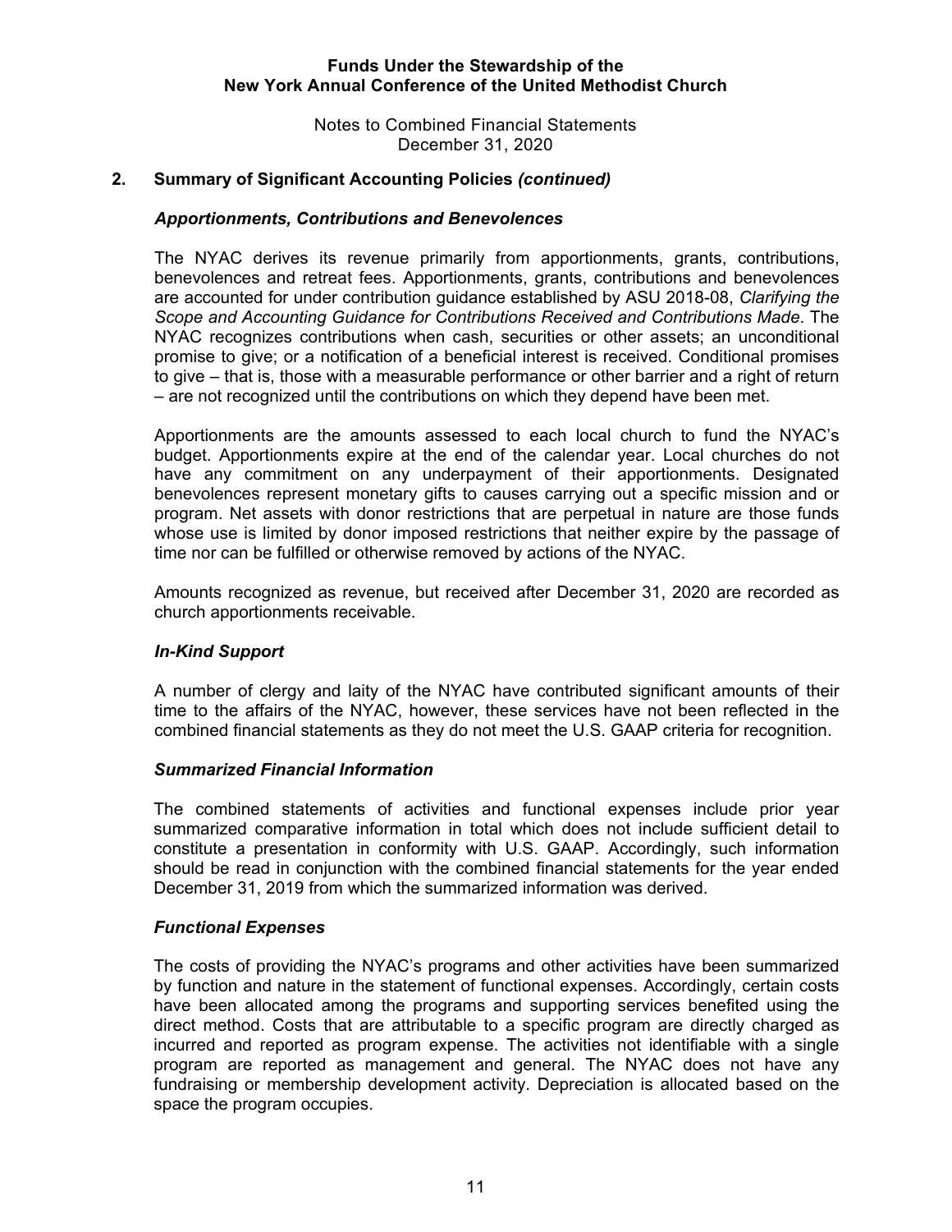## 2. Summary of Significant Accounting Policies *(continued)*

### *Apportionments, Contributions and Benevolences*

The NYAC derives its revenue primarily from apportionments, grants, contributions, benevolences and retreat fees. Apportionments, grants, contributions and benevolences are accounted for under contribution guidance established by ASU 2018-08, *Clarifying the Scope and Accounting Guidance for Contributions Received and Contributions Made*. The NYAC recognizes contributions when cash, securities or other assets; an unconditional promise to give; or a notification of a beneficial interest is received. Conditional promises to give – that is, those with a measurable performance or other barrier and a right of return – are not recognized until the contributions on which they depend have been met.

Apportionments are the amounts assessed to each local church to fund the NYAC's budget. Apportionments expire at the end of the calendar year. Local churches do not have any commitment on any underpayment of their apportionments. Designated benevolences represent monetary gifts to causes carrying out a specific mission and or program. Net assets with donor restrictions that are perpetual in nature are those funds whose use is limited by donor imposed restrictions that neither expire by the passage of time nor can be fulfilled or otherwise removed by actions of the NYAC.

Amounts recognized as revenue, but received after December 31, 2020 are recorded as church apportionments receivable.

### *In-Kind Support*

A number of clergy and laity of the NYAC have contributed significant amounts of their time to the affairs of the NYAC, however, these services have not been reflected in the combined financial statements as they do not meet the U.S. GAAP criteria for recognition.

### *Summarized Financial Information*

The combined statements of activities and functional expenses include prior year summarized comparative information in total which does not include sufficient detail to constitute a presentation in conformity with U.S. GAAP. Accordingly, such information should be read in conjunction with the combined financial statements for the year ended December 31, 2019 from which the summarized information was derived.

### *Functional Expenses*

The costs of providing the NYAC's programs and other activities have been summarized by function and nature in the statement of functional expenses. Accordingly, certain costs have been allocated among the programs and supporting services benefited using the direct method. Costs that are attributable to a specific program are directly charged as incurred and reported as program expense. The activities not identifiable with a single program are reported as management and general. The NYAC does not have any fundraising or membership development activity. Depreciation is allocated based on the space the program occupies.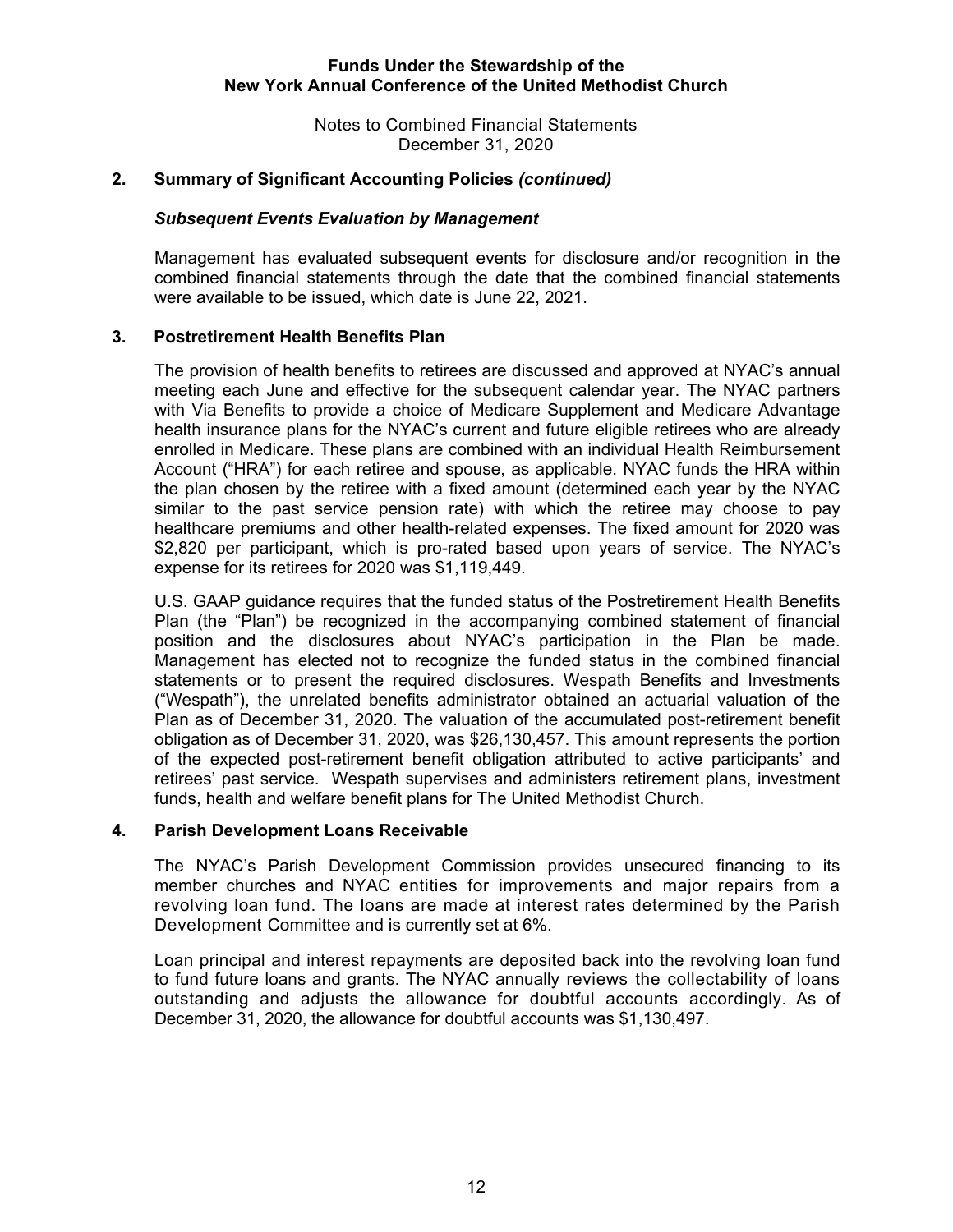## 2. Summary of Significant Accounting Policies *(continued)*

### *Subsequent Events Evaluation by Management*

Management has evaluated subsequent events for disclosure and/or recognition in the combined financial statements through the date that the combined financial statements were available to be issued, which date is June 22, 2021.

## 3. Postretirement Health Benefits Plan

The provision of health benefits to retirees are discussed and approved at NYAC's annual meeting each June and effective for the subsequent calendar year. The NYAC partners with Via Benefits to provide a choice of Medicare Supplement and Medicare Advantage health insurance plans for the NYAC's current and future eligible retirees who are already enrolled in Medicare. These plans are combined with an individual Health Reimbursement Account ("HRA") for each retiree and spouse, as applicable. NYAC funds the HRA within the plan chosen by the retiree with a fixed amount (determined each year by the NYAC similar to the past service pension rate) with which the retiree may choose to pay healthcare premiums and other health-related expenses. The fixed amount for 2020 was $2,820 per participant, which is pro-rated based upon years of service. The NYAC's expense for its retirees for 2020 was $1,119,449.

U.S. GAAP guidance requires that the funded status of the Postretirement Health Benefits Plan (the "Plan") be recognized in the accompanying combined statement of financial position and the disclosures about NYAC's participation in the Plan be made. Management has elected not to recognize the funded status in the combined financial statements or to present the required disclosures. Wespath Benefits and Investments ("Wespath"), the unrelated benefits administrator obtained an actuarial valuation of the Plan as of December 31, 2020. The valuation of the accumulated post-retirement benefit obligation as of December 31, 2020, was $26,130,457. This amount represents the portion of the expected post-retirement benefit obligation attributed to active participants' and retirees' past service. Wespath supervises and administers retirement plans, investment funds, health and welfare benefit plans for The United Methodist Church.

## 4. Parish Development Loans Receivable

The NYAC's Parish Development Commission provides unsecured financing to its member churches and NYAC entities for improvements and major repairs from a revolving loan fund. The loans are made at interest rates determined by the Parish Development Committee and is currently set at 6%.

Loan principal and interest repayments are deposited back into the revolving loan fund to fund future loans and grants. The NYAC annually reviews the collectability of loans outstanding and adjusts the allowance for doubtful accounts accordingly. As of December 31, 2020, the allowance for doubtful accounts was $1,130,497.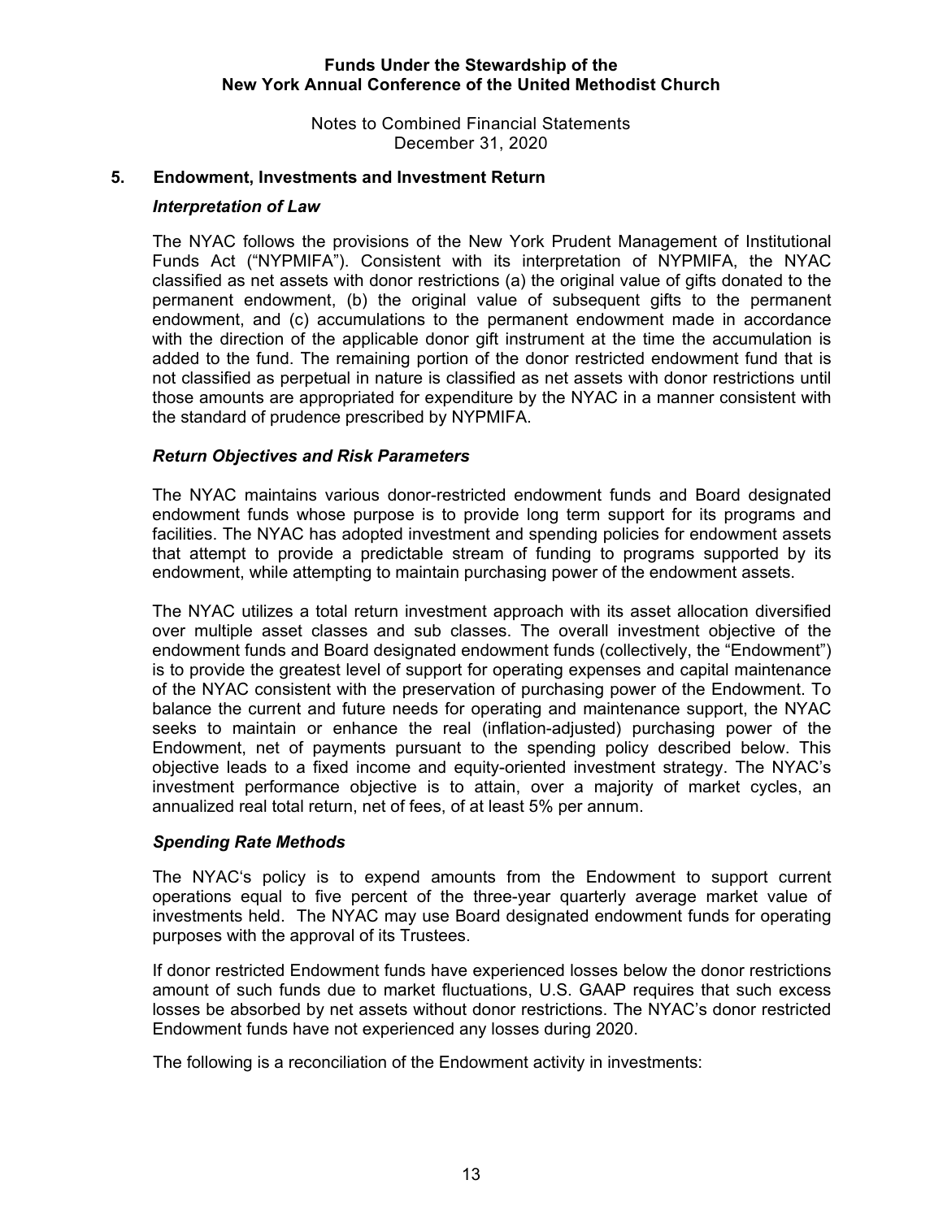## 5. Endowment, Investments and Investment Return

### *Interpretation of Law*

The NYAC follows the provisions of the New York Prudent Management of Institutional Funds Act ("NYPMIFA"). Consistent with its interpretation of NYPMIFA, the NYAC classified as net assets with donor restrictions (a) the original value of gifts donated to the permanent endowment, (b) the original value of subsequent gifts to the permanent endowment, and (c) accumulations to the permanent endowment made in accordance with the direction of the applicable donor gift instrument at the time the accumulation is added to the fund. The remaining portion of the donor restricted endowment fund that is not classified as perpetual in nature is classified as net assets with donor restrictions until those amounts are appropriated for expenditure by the NYAC in a manner consistent with the standard of prudence prescribed by NYPMIFA.

### *Return Objectives and Risk Parameters*

The NYAC maintains various donor-restricted endowment funds and Board designated endowment funds whose purpose is to provide long term support for its programs and facilities. The NYAC has adopted investment and spending policies for endowment assets that attempt to provide a predictable stream of funding to programs supported by its endowment, while attempting to maintain purchasing power of the endowment assets.

The NYAC utilizes a total return investment approach with its asset allocation diversified over multiple asset classes and sub classes. The overall investment objective of the endowment funds and Board designated endowment funds (collectively, the "Endowment") is to provide the greatest level of support for operating expenses and capital maintenance of the NYAC consistent with the preservation of purchasing power of the Endowment. To balance the current and future needs for operating and maintenance support, the NYAC seeks to maintain or enhance the real (inflation-adjusted) purchasing power of the Endowment, net of payments pursuant to the spending policy described below. This objective leads to a fixed income and equity-oriented investment strategy. The NYAC's investment performance objective is to attain, over a majority of market cycles, an annualized real total return, net of fees, of at least 5% per annum.

### *Spending Rate Methods*

The NYAC's policy is to expend amounts from the Endowment to support current operations equal to five percent of the three-year quarterly average market value of investments held. The NYAC may use Board designated endowment funds for operating purposes with the approval of its Trustees.

If donor restricted Endowment funds have experienced losses below the donor restrictions amount of such funds due to market fluctuations, U.S. GAAP requires that such excess losses be absorbed by net assets without donor restrictions. The NYAC's donor restricted Endowment funds have not experienced any losses during 2020.

The following is a reconciliation of the Endowment activity in investments: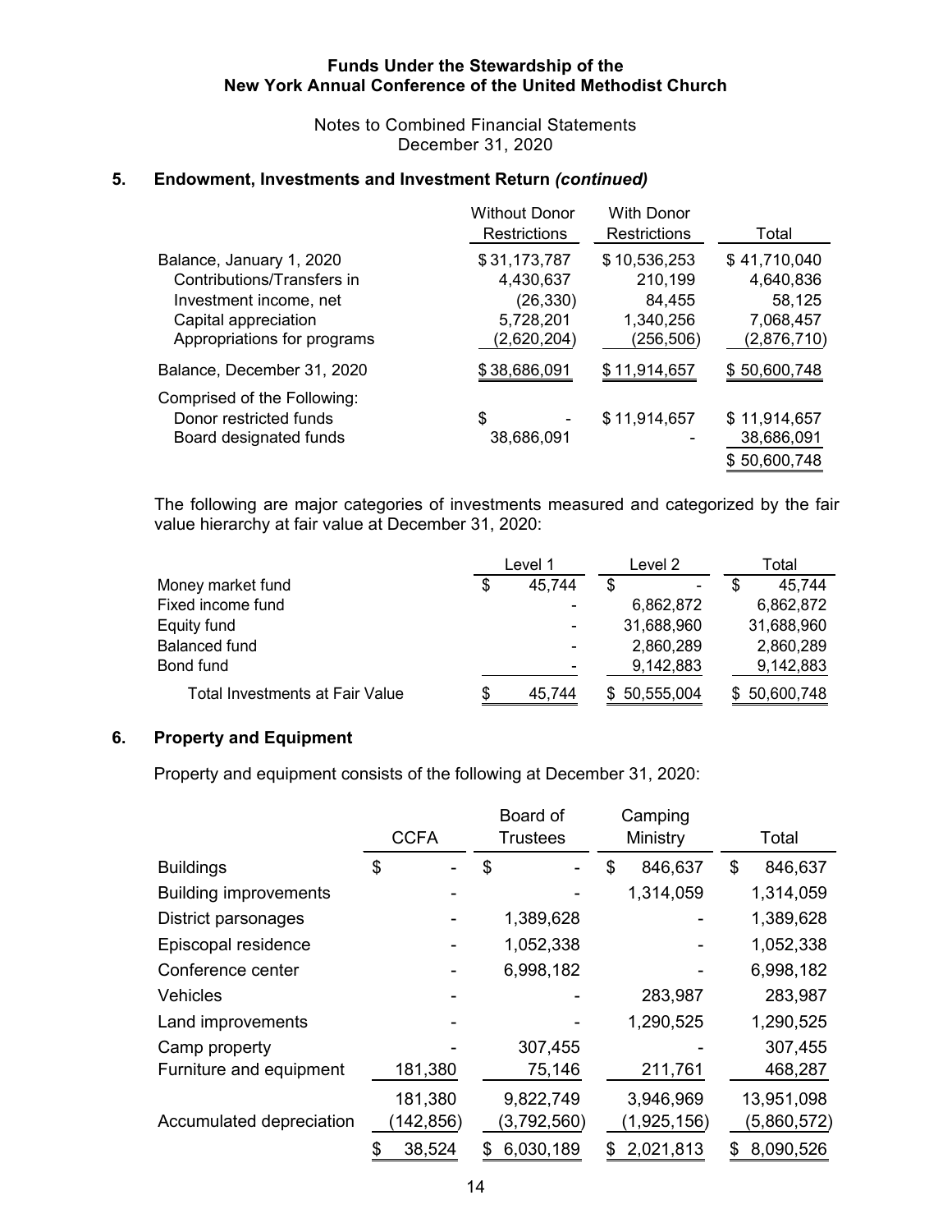**Funds Under the Stewardship of the**
**New York Annual Conference of the United Methodist Church**

Notes to Combined Financial Statements
December 31, 2020

## 5. Endowment, Investments and Investment Return *(continued)*

| | Without Donor Restrictions | With Donor Restrictions | Total |
|---|---|---|---|
| Balance, January 1, 2020 | $ 31,173,787 | $ 10,536,253 | $ 41,710,040 |
| Contributions/Transfers in | 4,430,637 | 210,199 | 4,640,836 |
| Investment income, net | (26,330) | 84,455 | 58,125 |
| Capital appreciation | 5,728,201 | 1,340,256 | 7,068,457 |
| Appropriations for programs | (2,620,204) | (256,506) | (2,876,710) |
| Balance, December 31, 2020 | $ 38,686,091 | $ 11,914,657 | $ 50,600,748 |
| Comprised of the Following: | | | |
| Donor restricted funds | $ - | $ 11,914,657 | $ 11,914,657 |
| Board designated funds | 38,686,091 | - | 38,686,091 |
| | | | $ 50,600,748 |

The following are major categories of investments measured and categorized by the fair value hierarchy at fair value at December 31, 2020:

| | Level 1 | Level 2 | Total |
|---|---|---|---|
| Money market fund | $ 45,744 | $ - | $ 45,744 |
| Fixed income fund | - | 6,862,872 | 6,862,872 |
| Equity fund | - | 31,688,960 | 31,688,960 |
| Balanced fund | - | 2,860,289 | 2,860,289 |
| Bond fund | - | 9,142,883 | 9,142,883 |
| Total Investments at Fair Value | $ 45,744 | $ 50,555,004 | $ 50,600,748 |

## 6. Property and Equipment

Property and equipment consists of the following at December 31, 2020:

| | CCFA | Board of Trustees | Camping Ministry | Total |
|---|---|---|---|---|
| Buildings | $ - | $ - | $ 846,637 | $ 846,637 |
| Building improvements | - | - | 1,314,059 | 1,314,059 |
| District parsonages | - | 1,389,628 | - | 1,389,628 |
| Episcopal residence | - | 1,052,338 | - | 1,052,338 |
| Conference center | - | 6,998,182 | - | 6,998,182 |
| Vehicles | - | - | 283,987 | 283,987 |
| Land improvements | - | - | 1,290,525 | 1,290,525 |
| Camp property | - | 307,455 | - | 307,455 |
| Furniture and equipment | 181,380 | 75,146 | 211,761 | 468,287 |
| | 181,380 | 9,822,749 | 3,946,969 | 13,951,098 |
| Accumulated depreciation | (142,856) | (3,792,560) | (1,925,156) | (5,860,572) |
| | $ 38,524 | $ 6,030,189 | $ 2,021,813 | $ 8,090,526 |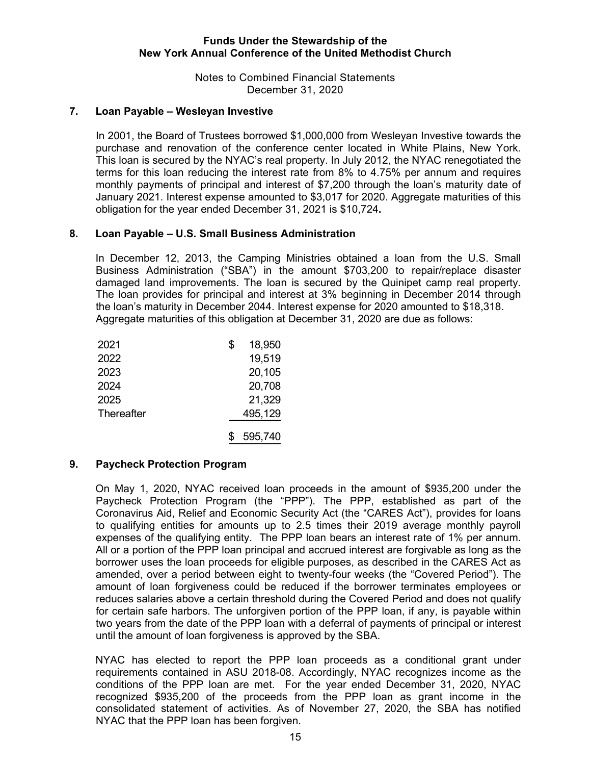## 7. Loan Payable – Wesleyan Investive

In 2001, the Board of Trustees borrowed $1,000,000 from Wesleyan Investive towards the purchase and renovation of the conference center located in White Plains, New York. This loan is secured by the NYAC's real property. In July 2012, the NYAC renegotiated the terms for this loan reducing the interest rate from 8% to 4.75% per annum and requires monthly payments of principal and interest of $7,200 through the loan's maturity date of January 2021. Interest expense amounted to $3,017 for 2020. Aggregate maturities of this obligation for the year ended December 31, 2021 is $10,724**.**

## 8. Loan Payable – U.S. Small Business Administration

In December 12, 2013, the Camping Ministries obtained a loan from the U.S. Small Business Administration ("SBA") in the amount $703,200 to repair/replace disaster damaged land improvements. The loan is secured by the Quinipet camp real property. The loan provides for principal and interest at 3% beginning in December 2014 through the loan's maturity in December 2044. Interest expense for 2020 amounted to $18,318. Aggregate maturities of this obligation at December 31, 2020 are due as follows:

| | |
|---|---|
| 2021 | $ 18,950 |
| 2022 | 19,519 |
| 2023 | 20,105 |
| 2024 | 20,708 |
| 2025 | 21,329 |
| Thereafter | 495,129 |
| | $ 595,740 |

## 9. Paycheck Protection Program

On May 1, 2020, NYAC received loan proceeds in the amount of $935,200 under the Paycheck Protection Program (the "PPP"). The PPP, established as part of the Coronavirus Aid, Relief and Economic Security Act (the "CARES Act"), provides for loans to qualifying entities for amounts up to 2.5 times their 2019 average monthly payroll expenses of the qualifying entity. The PPP loan bears an interest rate of 1% per annum. All or a portion of the PPP loan principal and accrued interest are forgivable as long as the borrower uses the loan proceeds for eligible purposes, as described in the CARES Act as amended, over a period between eight to twenty-four weeks (the "Covered Period"). The amount of loan forgiveness could be reduced if the borrower terminates employees or reduces salaries above a certain threshold during the Covered Period and does not qualify for certain safe harbors. The unforgiven portion of the PPP loan, if any, is payable within two years from the date of the PPP loan with a deferral of payments of principal or interest until the amount of loan forgiveness is approved by the SBA.

NYAC has elected to report the PPP loan proceeds as a conditional grant under requirements contained in ASU 2018-08. Accordingly, NYAC recognizes income as the conditions of the PPP loan are met. For the year ended December 31, 2020, NYAC recognized $935,200 of the proceeds from the PPP loan as grant income in the consolidated statement of activities. As of November 27, 2020, the SBA has notified NYAC that the PPP loan has been forgiven.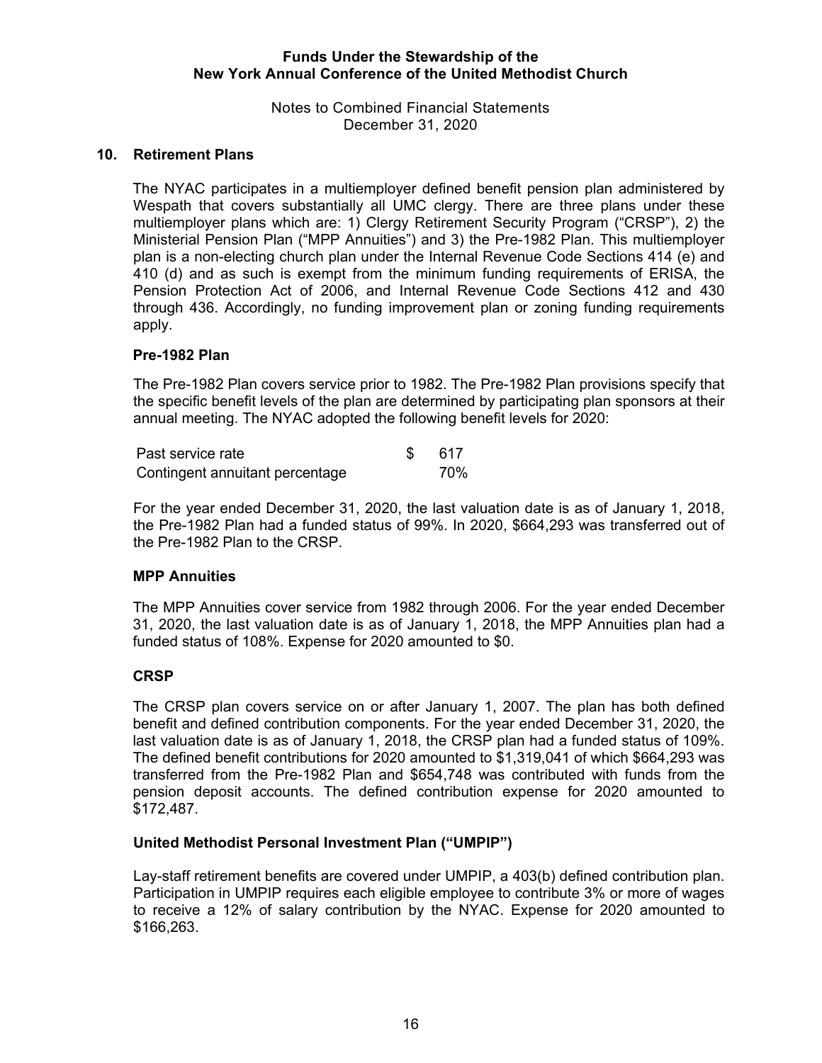## 10. Retirement Plans

The NYAC participates in a multiemployer defined benefit pension plan administered by Wespath that covers substantially all UMC clergy. There are three plans under these multiemployer plans which are: 1) Clergy Retirement Security Program ("CRSP"), 2) the Ministerial Pension Plan ("MPP Annuities") and 3) the Pre-1982 Plan. This multiemployer plan is a non-electing church plan under the Internal Revenue Code Sections 414 (e) and 410 (d) and as such is exempt from the minimum funding requirements of ERISA, the Pension Protection Act of 2006, and Internal Revenue Code Sections 412 and 430 through 436. Accordingly, no funding improvement plan or zoning funding requirements apply.

### Pre-1982 Plan

The Pre-1982 Plan covers service prior to 1982. The Pre-1982 Plan provisions specify that the specific benefit levels of the plan are determined by participating plan sponsors at their annual meeting. The NYAC adopted the following benefit levels for 2020:

| | |
|---|---|
| Past service rate | $ 617 |
| Contingent annuitant percentage | 70% |

For the year ended December 31, 2020, the last valuation date is as of January 1, 2018, the Pre-1982 Plan had a funded status of 99%. In 2020, $664,293 was transferred out of the Pre-1982 Plan to the CRSP.

### MPP Annuities

The MPP Annuities cover service from 1982 through 2006. For the year ended December 31, 2020, the last valuation date is as of January 1, 2018, the MPP Annuities plan had a funded status of 108%. Expense for 2020 amounted to $0.

### CRSP

The CRSP plan covers service on or after January 1, 2007. The plan has both defined benefit and defined contribution components. For the year ended December 31, 2020, the last valuation date is as of January 1, 2018, the CRSP plan had a funded status of 109%. The defined benefit contributions for 2020 amounted to $1,319,041 of which $664,293 was transferred from the Pre-1982 Plan and $654,748 was contributed with funds from the pension deposit accounts. The defined contribution expense for 2020 amounted to $172,487.

### United Methodist Personal Investment Plan ("UMPIP")

Lay-staff retirement benefits are covered under UMPIP, a 403(b) defined contribution plan. Participation in UMPIP requires each eligible employee to contribute 3% or more of wages to receive a 12% of salary contribution by the NYAC. Expense for 2020 amounted to $166,263.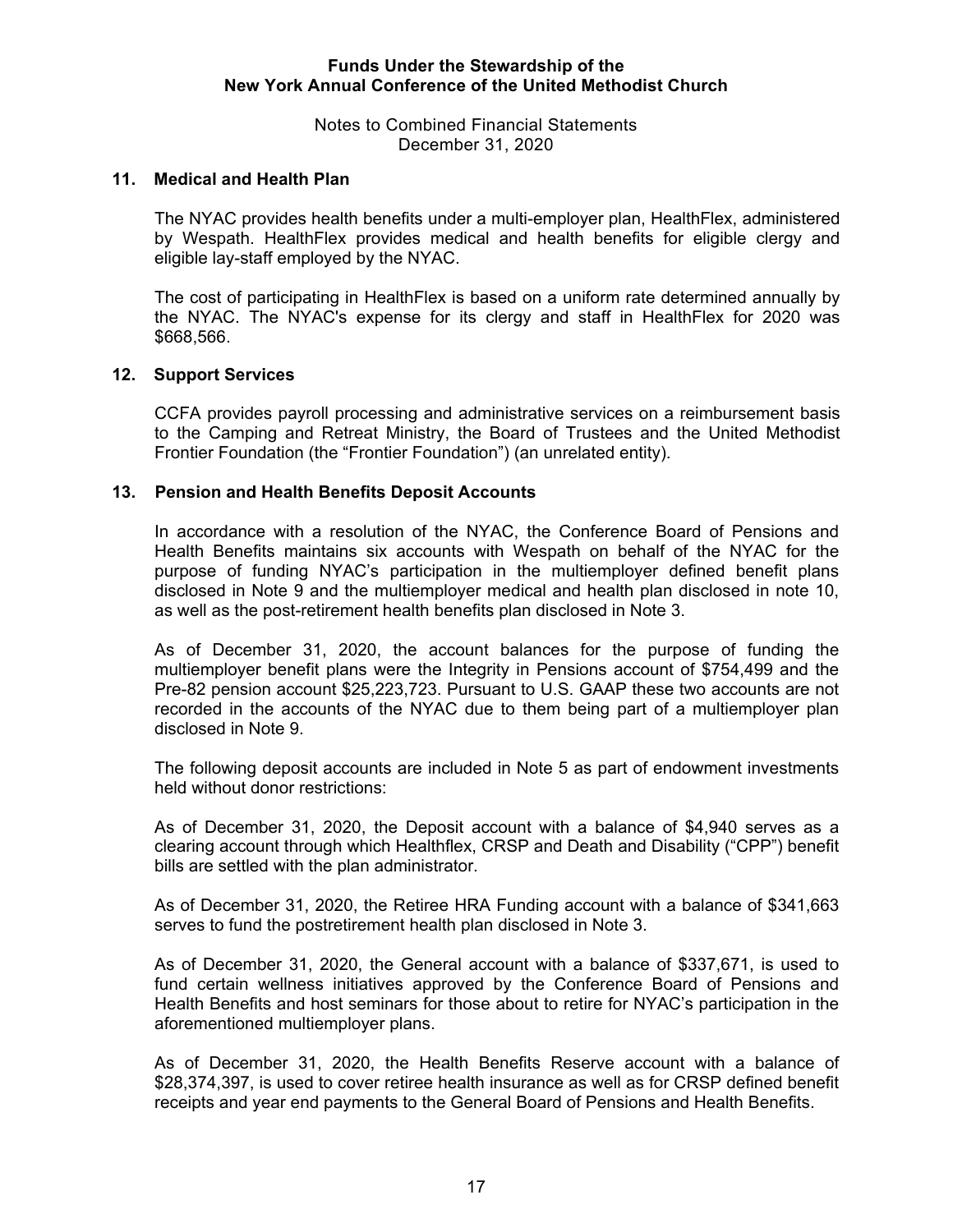## 11. Medical and Health Plan

The NYAC provides health benefits under a multi-employer plan, HealthFlex, administered by Wespath. HealthFlex provides medical and health benefits for eligible clergy and eligible lay-staff employed by the NYAC.

The cost of participating in HealthFlex is based on a uniform rate determined annually by the NYAC. The NYAC's expense for its clergy and staff in HealthFlex for 2020 was $668,566.

## 12. Support Services

CCFA provides payroll processing and administrative services on a reimbursement basis to the Camping and Retreat Ministry, the Board of Trustees and the United Methodist Frontier Foundation (the "Frontier Foundation") (an unrelated entity).

## 13. Pension and Health Benefits Deposit Accounts

In accordance with a resolution of the NYAC, the Conference Board of Pensions and Health Benefits maintains six accounts with Wespath on behalf of the NYAC for the purpose of funding NYAC's participation in the multiemployer defined benefit plans disclosed in Note 9 and the multiemployer medical and health plan disclosed in note 10, as well as the post-retirement health benefits plan disclosed in Note 3.

As of December 31, 2020, the account balances for the purpose of funding the multiemployer benefit plans were the Integrity in Pensions account of $754,499 and the Pre-82 pension account $25,223,723. Pursuant to U.S. GAAP these two accounts are not recorded in the accounts of the NYAC due to them being part of a multiemployer plan disclosed in Note 9.

The following deposit accounts are included in Note 5 as part of endowment investments held without donor restrictions:

As of December 31, 2020, the Deposit account with a balance of $4,940 serves as a clearing account through which Healthflex, CRSP and Death and Disability ("CPP") benefit bills are settled with the plan administrator.

As of December 31, 2020, the Retiree HRA Funding account with a balance of $341,663 serves to fund the postretirement health plan disclosed in Note 3.

As of December 31, 2020, the General account with a balance of $337,671, is used to fund certain wellness initiatives approved by the Conference Board of Pensions and Health Benefits and host seminars for those about to retire for NYAC's participation in the aforementioned multiemployer plans.

As of December 31, 2020, the Health Benefits Reserve account with a balance of $28,374,397, is used to cover retiree health insurance as well as for CRSP defined benefit receipts and year end payments to the General Board of Pensions and Health Benefits.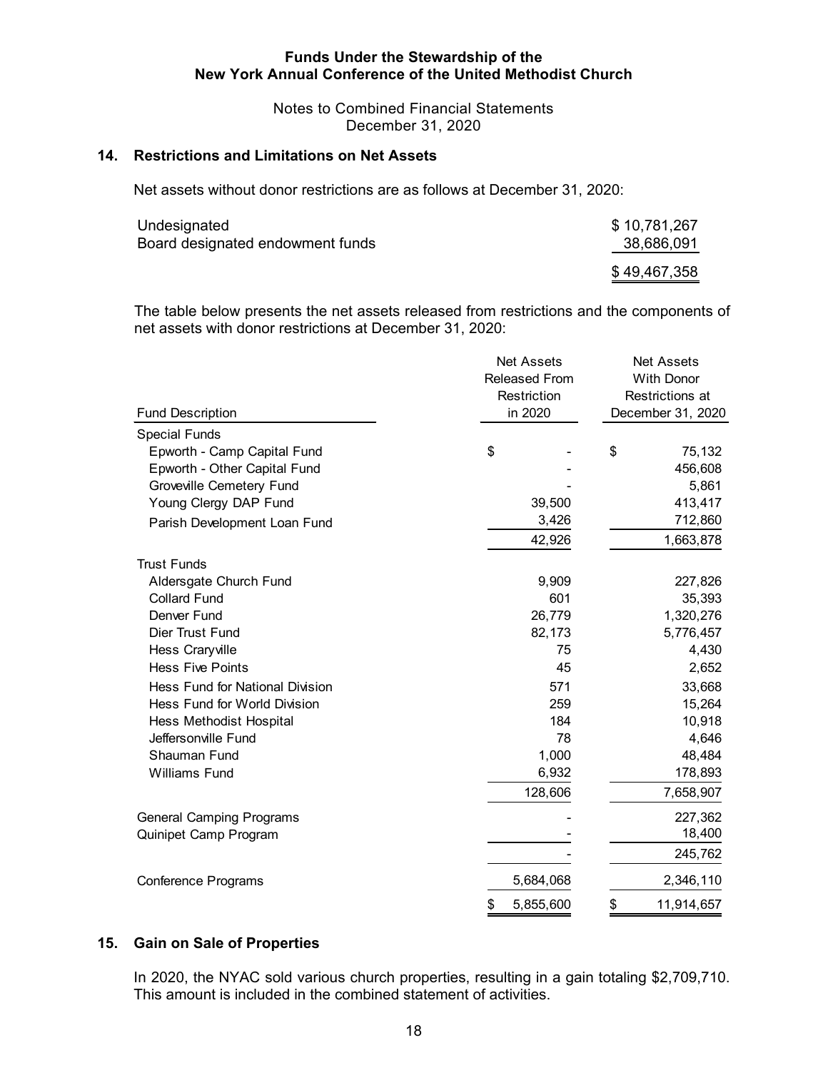**Funds Under the Stewardship of the**
**New York Annual Conference of the United Methodist Church**

Notes to Combined Financial Statements
December 31, 2020

## 14. Restrictions and Limitations on Net Assets

Net assets without donor restrictions are as follows at December 31, 2020:

| | |
|---|---|
| Undesignated | $ 10,781,267 |
| Board designated endowment funds | 38,686,091 |
| | $ 49,467,358 |

The table below presents the net assets released from restrictions and the components of net assets with donor restrictions at December 31, 2020:

| Fund Description | Net Assets Released From Restriction in 2020 | Net Assets With Donor Restrictions at December 31, 2020 |
|---|---|---|
| Special Funds | | |
| Epworth - Camp Capital Fund | $ - | $ 75,132 |
| Epworth - Other Capital Fund | - | 456,608 |
| Groveville Cemetery Fund | - | 5,861 |
| Young Clergy DAP Fund | 39,500 | 413,417 |
| Parish Development Loan Fund | 3,426 | 712,860 |
| | 42,926 | 1,663,878 |
| Trust Funds | | |
| Aldersgate Church Fund | 9,909 | 227,826 |
| Collard Fund | 601 | 35,393 |
| Denver Fund | 26,779 | 1,320,276 |
| Dier Trust Fund | 82,173 | 5,776,457 |
| Hess Craryville | 75 | 4,430 |
| Hess Five Points | 45 | 2,652 |
| Hess Fund for National Division | 571 | 33,668 |
| Hess Fund for World Division | 259 | 15,264 |
| Hess Methodist Hospital | 184 | 10,918 |
| Jeffersonville Fund | 78 | 4,646 |
| Shauman Fund | 1,000 | 48,484 |
| Williams Fund | 6,932 | 178,893 |
| | 128,606 | 7,658,907 |
| General Camping Programs | - | 227,362 |
| Quinipet Camp Program | - | 18,400 |
| | - | 245,762 |
| Conference Programs | 5,684,068 | 2,346,110 |
| | $ 5,855,600 | $ 11,914,657 |

## 15. Gain on Sale of Properties

In 2020, the NYAC sold various church properties, resulting in a gain totaling $2,709,710. This amount is included in the combined statement of activities.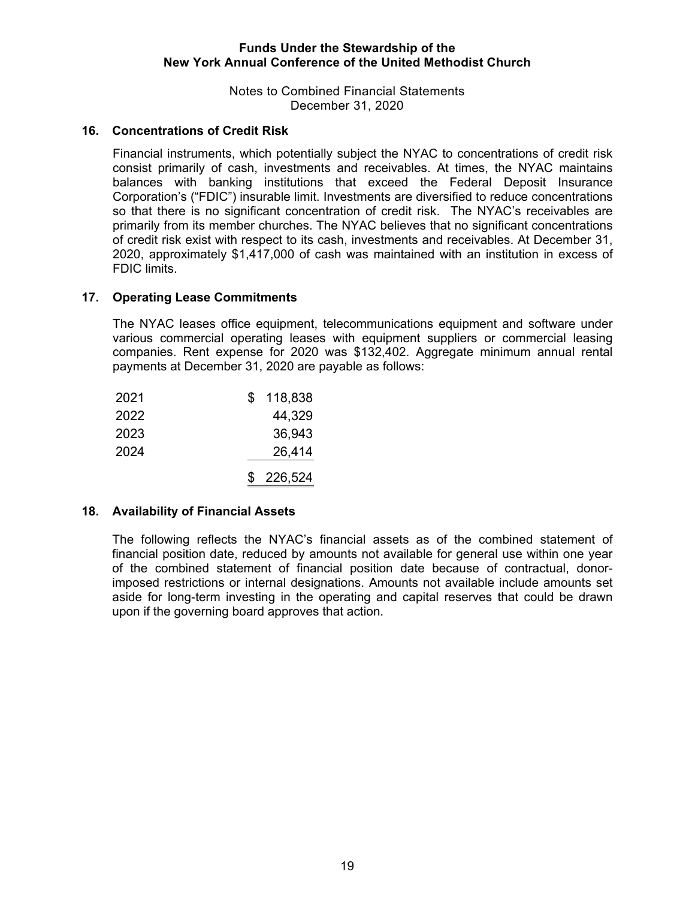## 16. Concentrations of Credit Risk

Financial instruments, which potentially subject the NYAC to concentrations of credit risk consist primarily of cash, investments and receivables. At times, the NYAC maintains balances with banking institutions that exceed the Federal Deposit Insurance Corporation's ("FDIC") insurable limit. Investments are diversified to reduce concentrations so that there is no significant concentration of credit risk. The NYAC's receivables are primarily from its member churches. The NYAC believes that no significant concentrations of credit risk exist with respect to its cash, investments and receivables. At December 31, 2020, approximately $1,417,000 of cash was maintained with an institution in excess of FDIC limits.

## 17. Operating Lease Commitments

The NYAC leases office equipment, telecommunications equipment and software under various commercial operating leases with equipment suppliers or commercial leasing companies. Rent expense for 2020 was $132,402. Aggregate minimum annual rental payments at December 31, 2020 are payable as follows:

| | |
|---|---|
| 2021 | $ 118,838 |
| 2022 | 44,329 |
| 2023 | 36,943 |
| 2024 | 26,414 |
| | $ 226,524 |

## 18. Availability of Financial Assets

The following reflects the NYAC's financial assets as of the combined statement of financial position date, reduced by amounts not available for general use within one year of the combined statement of financial position date because of contractual, donor-imposed restrictions or internal designations. Amounts not available include amounts set aside for long-term investing in the operating and capital reserves that could be drawn upon if the governing board approves that action.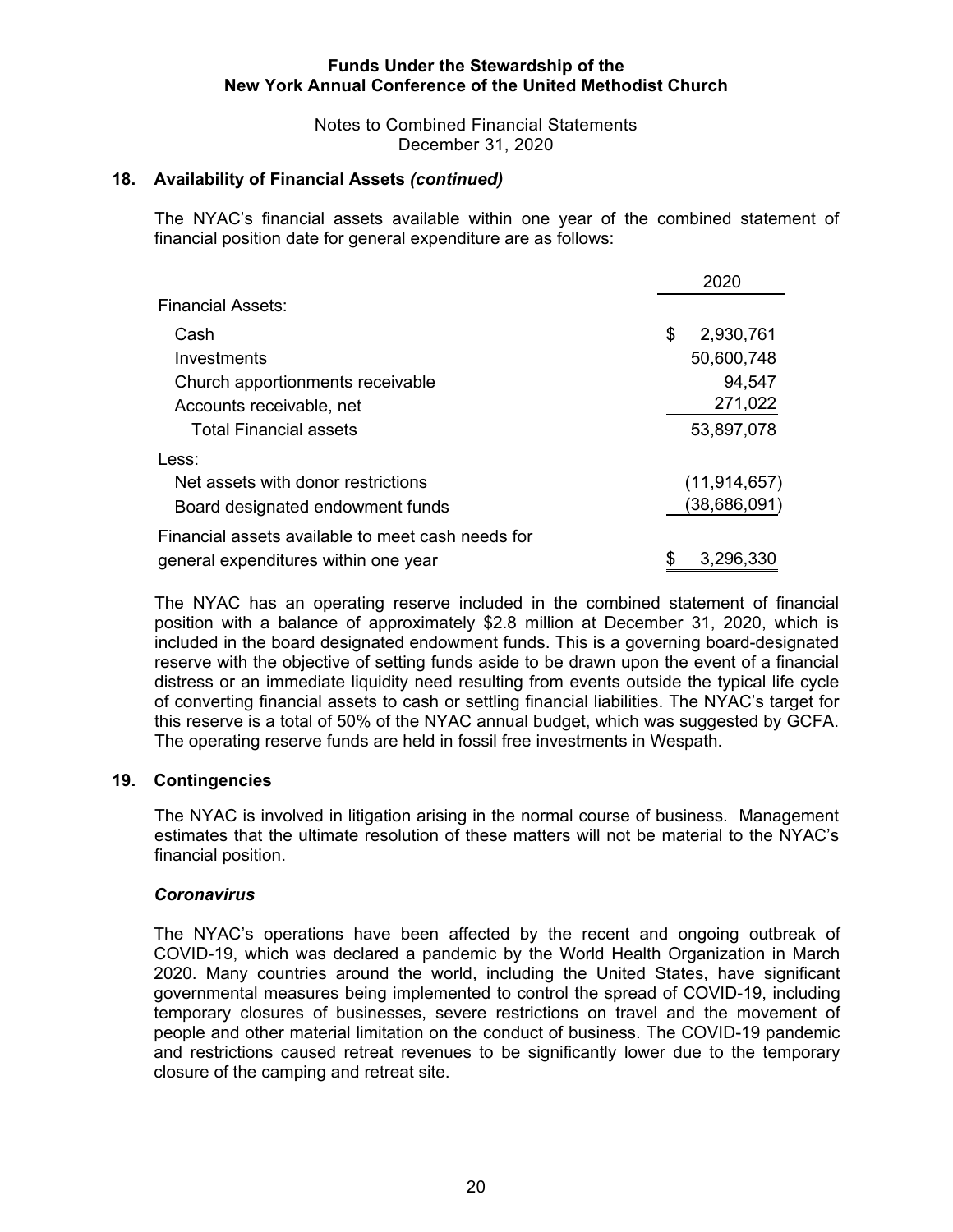## 18. Availability of Financial Assets *(continued)*

The NYAC's financial assets available within one year of the combined statement of financial position date for general expenditure are as follows:

| | 2020 |
|---|---|
| Financial Assets: | |
| Cash | $ 2,930,761 |
| Investments | 50,600,748 |
| Church apportionments receivable | 94,547 |
| Accounts receivable, net | 271,022 |
| Total Financial assets | 53,897,078 |
| Less: | |
| Net assets with donor restrictions | (11,914,657) |
| Board designated endowment funds | (38,686,091) |
| Financial assets available to meet cash needs for general expenditures within one year | $ 3,296,330 |

The NYAC has an operating reserve included in the combined statement of financial position with a balance of approximately $2.8 million at December 31, 2020, which is included in the board designated endowment funds. This is a governing board-designated reserve with the objective of setting funds aside to be drawn upon the event of a financial distress or an immediate liquidity need resulting from events outside the typical life cycle of converting financial assets to cash or settling financial liabilities. The NYAC's target for this reserve is a total of 50% of the NYAC annual budget, which was suggested by GCFA. The operating reserve funds are held in fossil free investments in Wespath.

## 19. Contingencies

The NYAC is involved in litigation arising in the normal course of business. Management estimates that the ultimate resolution of these matters will not be material to the NYAC's financial position.

### *Coronavirus*

The NYAC's operations have been affected by the recent and ongoing outbreak of COVID-19, which was declared a pandemic by the World Health Organization in March 2020. Many countries around the world, including the United States, have significant governmental measures being implemented to control the spread of COVID-19, including temporary closures of businesses, severe restrictions on travel and the movement of people and other material limitation on the conduct of business. The COVID-19 pandemic and restrictions caused retreat revenues to be significantly lower due to the temporary closure of the camping and retreat site.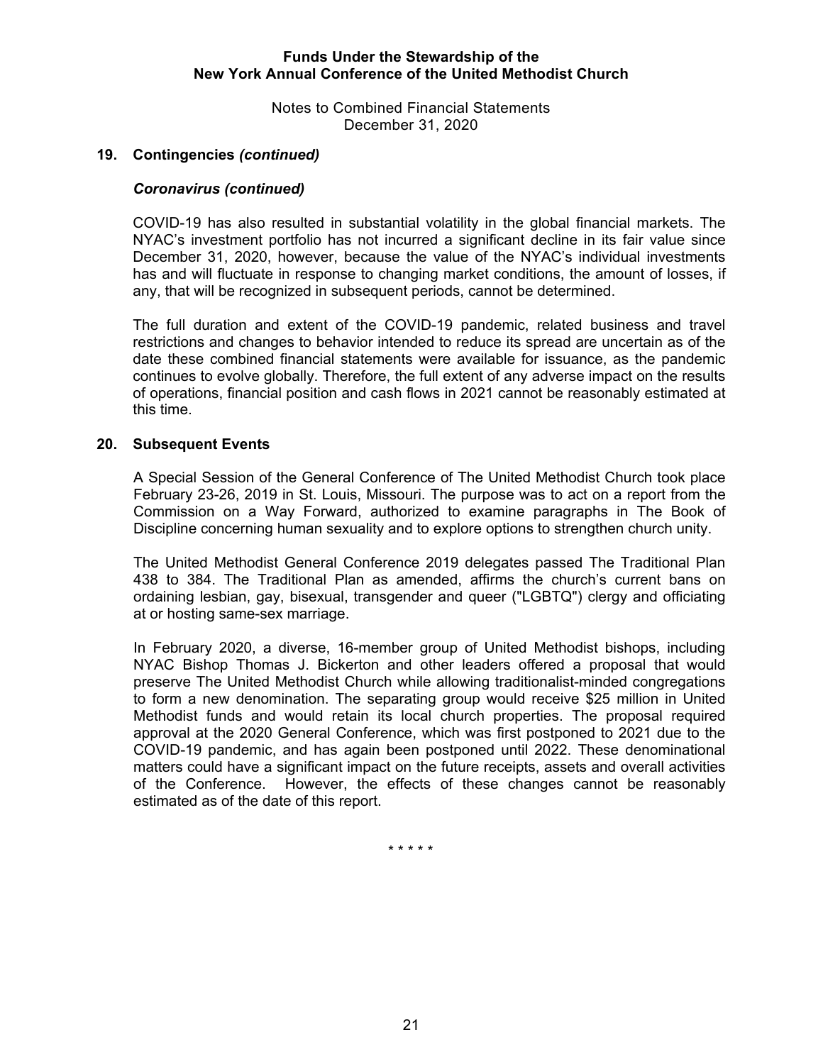## 19. Contingencies *(continued)*

### *Coronavirus (continued)*

COVID-19 has also resulted in substantial volatility in the global financial markets. The NYAC's investment portfolio has not incurred a significant decline in its fair value since December 31, 2020, however, because the value of the NYAC's individual investments has and will fluctuate in response to changing market conditions, the amount of losses, if any, that will be recognized in subsequent periods, cannot be determined.

The full duration and extent of the COVID-19 pandemic, related business and travel restrictions and changes to behavior intended to reduce its spread are uncertain as of the date these combined financial statements were available for issuance, as the pandemic continues to evolve globally. Therefore, the full extent of any adverse impact on the results of operations, financial position and cash flows in 2021 cannot be reasonably estimated at this time.

## 20. Subsequent Events

A Special Session of the General Conference of The United Methodist Church took place February 23-26, 2019 in St. Louis, Missouri. The purpose was to act on a report from the Commission on a Way Forward, authorized to examine paragraphs in The Book of Discipline concerning human sexuality and to explore options to strengthen church unity.

The United Methodist General Conference 2019 delegates passed The Traditional Plan 438 to 384. The Traditional Plan as amended, affirms the church's current bans on ordaining lesbian, gay, bisexual, transgender and queer ("LGBTQ") clergy and officiating at or hosting same-sex marriage.

In February 2020, a diverse, 16-member group of United Methodist bishops, including NYAC Bishop Thomas J. Bickerton and other leaders offered a proposal that would preserve The United Methodist Church while allowing traditionalist-minded congregations to form a new denomination. The separating group would receive $25 million in United Methodist funds and would retain its local church properties. The proposal required approval at the 2020 General Conference, which was first postponed to 2021 due to the COVID-19 pandemic, and has again been postponed until 2022. These denominational matters could have a significant impact on the future receipts, assets and overall activities of the Conference. However, the effects of these changes cannot be reasonably estimated as of the date of this report.

\* \* \* \* \*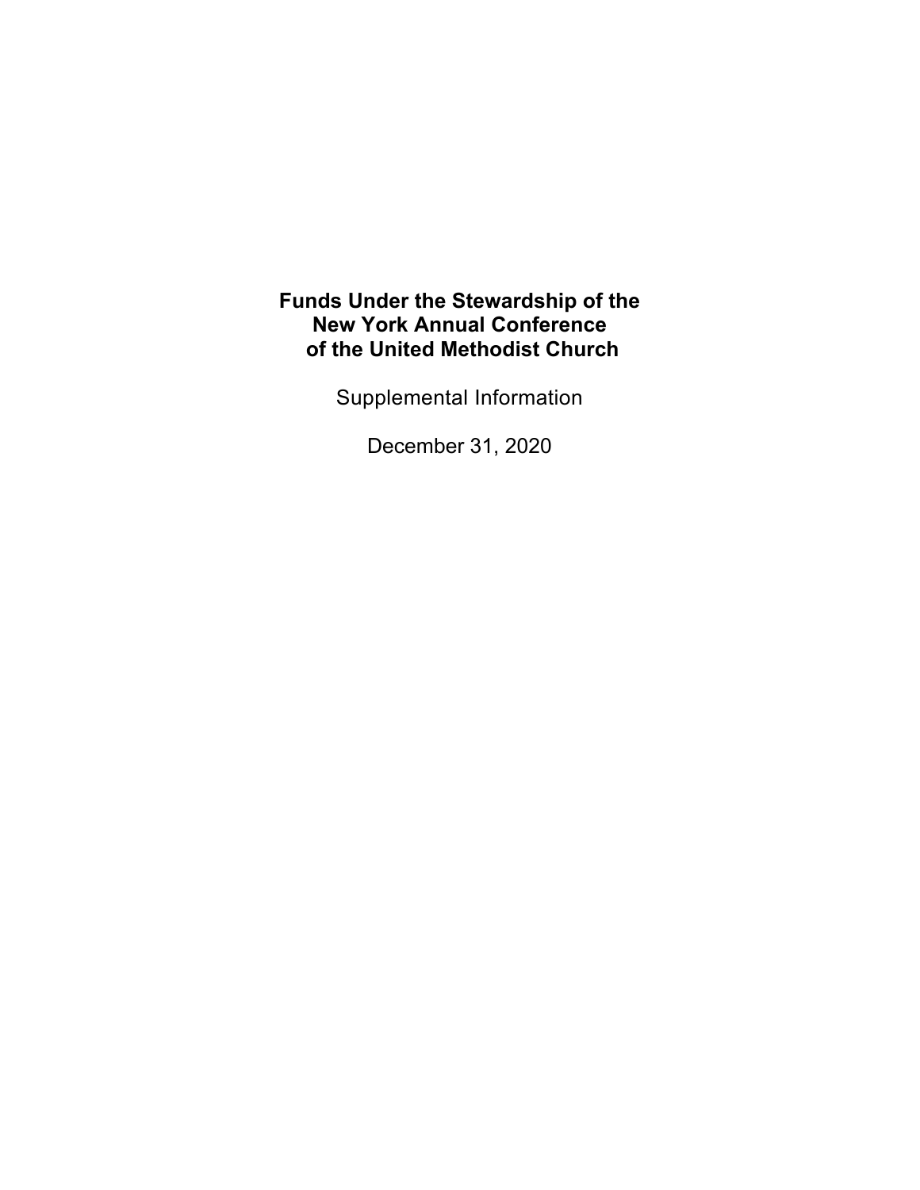# Funds Under the Stewardship of the New York Annual Conference of the United Methodist Church

Supplemental Information

December 31, 2020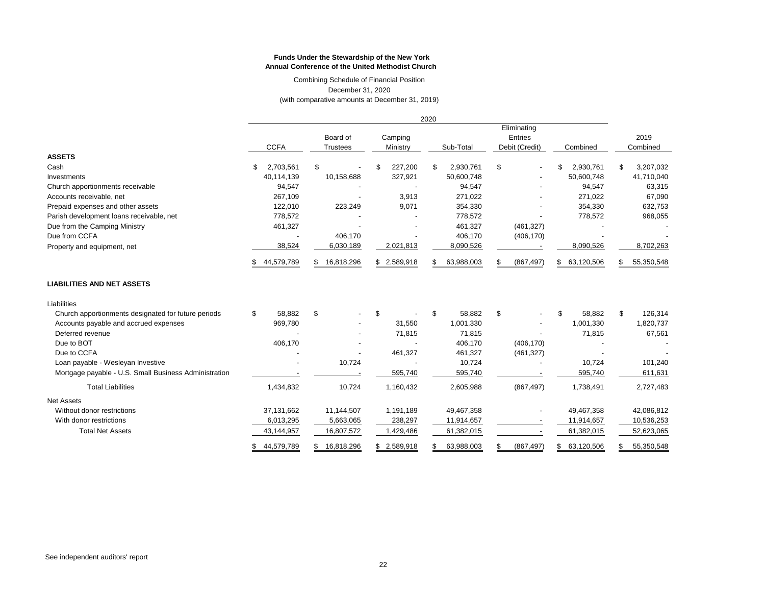**Funds Under the Stewardship of the New York Annual Conference of the United Methodist Church**

Combining Schedule of Financial Position
December 31, 2020
(with comparative amounts at December 31, 2019)

| | 2020 | | | | | | |
|---|---|---|---|---|---|---|---|
| | CCFA | Board of Trustees | Camping Ministry | Sub-Total | Eliminating Entries Debit (Credit) | Combined | 2019 Combined |
| **ASSETS** | | | | | | | |
| Cash | $ 2,703,561 | $ - | $ 227,200 | $ 2,930,761 | $ - | $ 2,930,761 | $ 3,207,032 |
| Investments | 40,114,139 | 10,158,688 | 327,921 | 50,600,748 | - | 50,600,748 | 41,710,040 |
| Church apportionments receivable | 94,547 | - | - | 94,547 | - | 94,547 | 63,315 |
| Accounts receivable, net | 267,109 | - | 3,913 | 271,022 | - | 271,022 | 67,090 |
| Prepaid expenses and other assets | 122,010 | 223,249 | 9,071 | 354,330 | - | 354,330 | 632,753 |
| Parish development loans receivable, net | 778,572 | - | - | 778,572 | - | 778,572 | 968,055 |
| Due from the Camping Ministry | 461,327 | - | - | 461,327 | (461,327) | - | - |
| Due from CCFA | - | 406,170 | - | 406,170 | (406,170) | - | - |
| Property and equipment, net | 38,524 | 6,030,189 | 2,021,813 | 8,090,526 | - | 8,090,526 | 8,702,263 |
| | $ 44,579,789 | $ 16,818,296 | $ 2,589,918 | $ 63,988,003 | $ (867,497) | $ 63,120,506 | $ 55,350,548 |
| **LIABILITIES AND NET ASSETS** | | | | | | | |
| Liabilities | | | | | | | |
| Church apportionments designated for future periods | $ 58,882 | $ - | $ - | $ 58,882 | $ - | $ 58,882 | $ 126,314 |
| Accounts payable and accrued expenses | 969,780 | - | 31,550 | 1,001,330 | - | 1,001,330 | 1,820,737 |
| Deferred revenue | - | - | 71,815 | 71,815 | - | 71,815 | 67,561 |
| Due to BOT | 406,170 | - | - | 406,170 | (406,170) | - | - |
| Due to CCFA | - | - | 461,327 | 461,327 | (461,327) | - | - |
| Loan payable - Wesleyan Investive | - | 10,724 | - | 10,724 | - | 10,724 | 101,240 |
| Mortgage payable - U.S. Small Business Administration | - | - | 595,740 | 595,740 | - | 595,740 | 611,631 |
| Total Liabilities | 1,434,832 | 10,724 | 1,160,432 | 2,605,988 | (867,497) | 1,738,491 | 2,727,483 |
| Net Assets | | | | | | | |
| Without donor restrictions | 37,131,662 | 11,144,507 | 1,191,189 | 49,467,358 | - | 49,467,358 | 42,086,812 |
| With donor restrictions | 6,013,295 | 5,663,065 | 238,297 | 11,914,657 | - | 11,914,657 | 10,536,253 |
| Total Net Assets | 43,144,957 | 16,807,572 | 1,429,486 | 61,382,015 | - | 61,382,015 | 52,623,065 |
| | $ 44,579,789 | $ 16,818,296 | $ 2,589,918 | $ 63,988,003 | $ (867,497) | $ 63,120,506 | $ 55,350,548 |

See independent auditors' report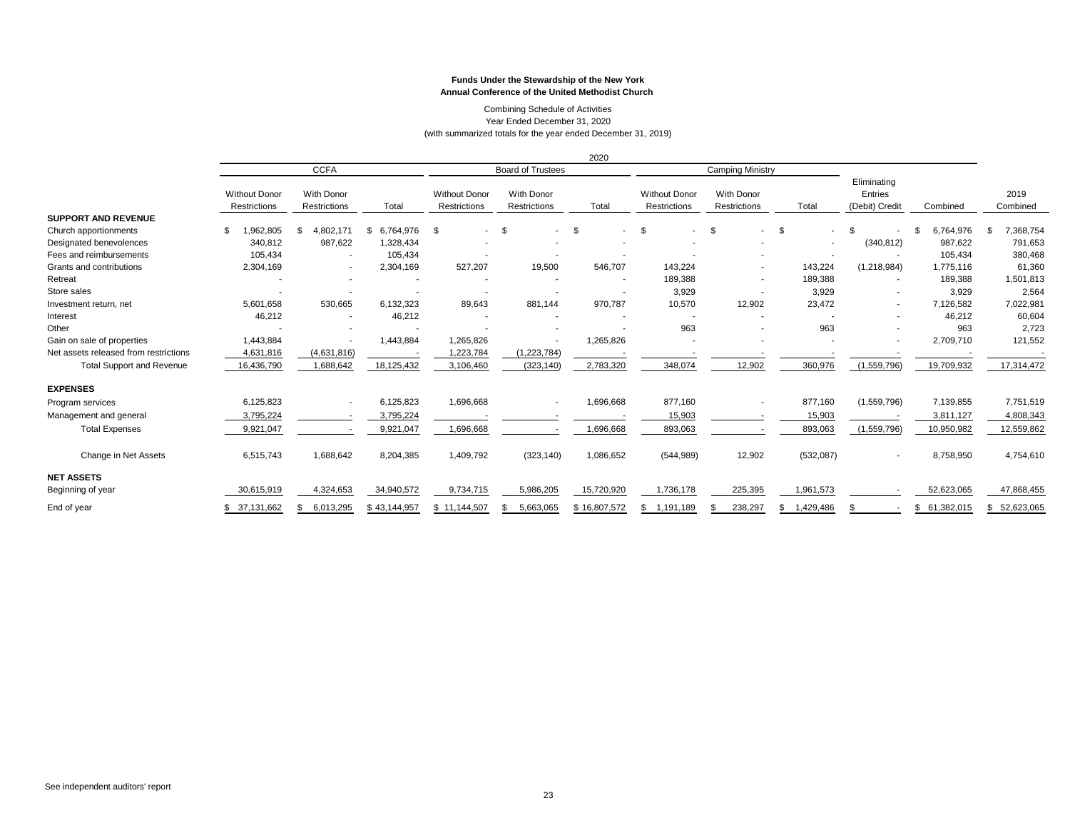**Funds Under the Stewardship of the New York Annual Conference of the United Methodist Church**

Combining Schedule of Activities
Year Ended December 31, 2020
(with summarized totals for the year ended December 31, 2019)

| | 2020 | | | | | | | | | | | |
|---|---|---|---|---|---|---|---|---|---|---|---|---|
| | CCFA | | | Board of Trustees | | | Camping Ministry | | | | | |
| | Without Donor Restrictions | With Donor Restrictions | Total | Without Donor Restrictions | With Donor Restrictions | Total | Without Donor Restrictions | With Donor Restrictions | Total | Eliminating Entries (Debit) Credit | Combined | 2019 Combined |
| **SUPPORT AND REVENUE** | | | | | | | | | | | | |
| Church apportionments | $ 1,962,805 | $ 4,802,171 | $ 6,764,976 | $ - | $ - | $ - | $ - | $ - | $ - | $ - | $ 6,764,976 | $ 7,368,754 |
| Designated benevolences | 340,812 | 987,622 | 1,328,434 | - | - | - | - | - | - | (340,812) | 987,622 | 791,653 |
| Fees and reimbursements | 105,434 | - | 105,434 | - | - | - | - | - | - | - | 105,434 | 380,468 |
| Grants and contributions | 2,304,169 | - | 2,304,169 | 527,207 | 19,500 | 546,707 | 143,224 | - | 143,224 | (1,218,984) | 1,775,116 | 61,360 |
| Retreat | - | - | - | - | - | - | 189,388 | - | 189,388 | - | 189,388 | 1,501,813 |
| Store sales | - | - | - | - | - | - | 3,929 | - | 3,929 | - | 3,929 | 2,564 |
| Investment return, net | 5,601,658 | 530,665 | 6,132,323 | 89,643 | 881,144 | 970,787 | 10,570 | 12,902 | 23,472 | - | 7,126,582 | 7,022,981 |
| Interest | 46,212 | - | 46,212 | - | - | - | - | - | - | - | 46,212 | 60,604 |
| Other | - | - | - | - | - | - | 963 | - | 963 | - | 963 | 2,723 |
| Gain on sale of properties | 1,443,884 | - | 1,443,884 | 1,265,826 | - | 1,265,826 | - | - | - | - | 2,709,710 | 121,552 |
| Net assets released from restrictions | 4,631,816 | (4,631,816) | - | 1,223,784 | (1,223,784) | - | - | - | - | - | - | - |
| Total Support and Revenue | 16,436,790 | 1,688,642 | 18,125,432 | 3,106,460 | (323,140) | 2,783,320 | 348,074 | 12,902 | 360,976 | (1,559,796) | 19,709,932 | 17,314,472 |
| **EXPENSES** | | | | | | | | | | | | |
| Program services | 6,125,823 | - | 6,125,823 | 1,696,668 | - | 1,696,668 | 877,160 | - | 877,160 | (1,559,796) | 7,139,855 | 7,751,519 |
| Management and general | 3,795,224 | - | 3,795,224 | - | - | - | 15,903 | - | 15,903 | - | 3,811,127 | 4,808,343 |
| Total Expenses | 9,921,047 | - | 9,921,047 | 1,696,668 | - | 1,696,668 | 893,063 | - | 893,063 | (1,559,796) | 10,950,982 | 12,559,862 |
| Change in Net Assets | 6,515,743 | 1,688,642 | 8,204,385 | 1,409,792 | (323,140) | 1,086,652 | (544,989) | 12,902 | (532,087) | - | 8,758,950 | 4,754,610 |
| **NET ASSETS** | | | | | | | | | | | | |
| Beginning of year | 30,615,919 | 4,324,653 | 34,940,572 | 9,734,715 | 5,986,205 | 15,720,920 | 1,736,178 | 225,395 | 1,961,573 | - | 52,623,065 | 47,868,455 |
| End of year | $ 37,131,662 | $ 6,013,295 | $ 43,144,957 | $ 11,144,507 | $ 5,663,065 | $ 16,807,572 | $ 1,191,189 | $ 238,297 | $ 1,429,486 | $ - | $ 61,382,015 | $ 52,623,065 |

See independent auditors' report